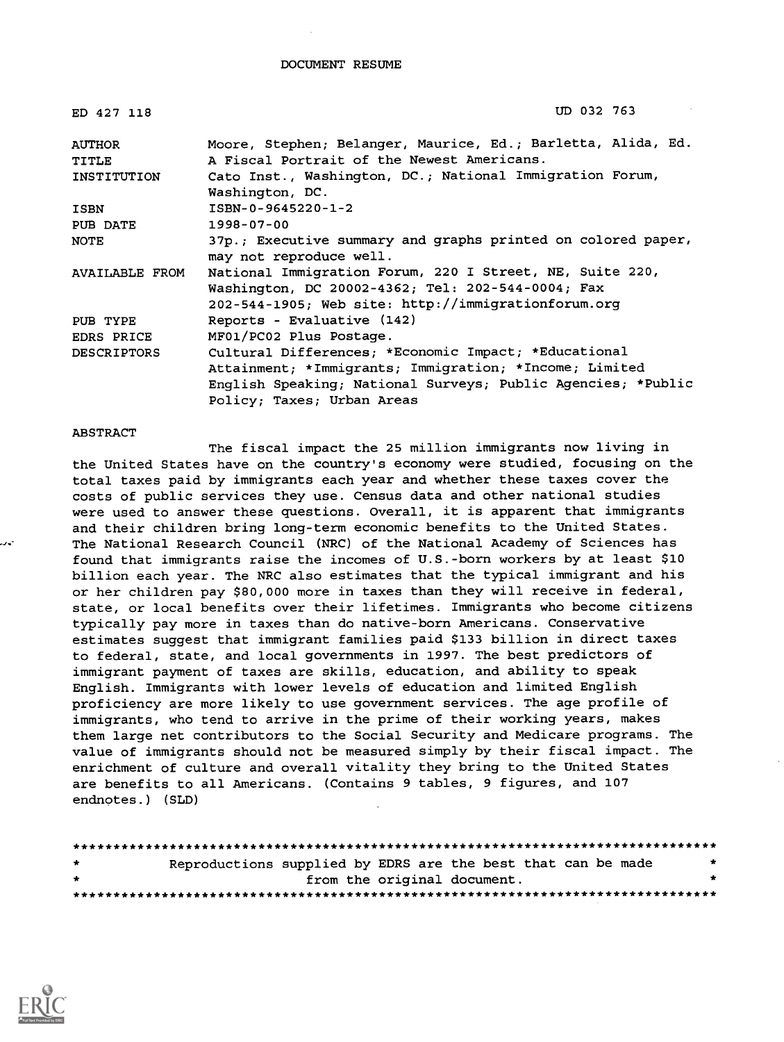DOCUMENT RESUME

| | |
|---|---|
| ED 427 118 | UD 032 763 |
| AUTHOR | Moore, Stephen; Belanger, Maurice, Ed.; Barletta, Alida, Ed. |
| TITLE | A Fiscal Portrait of the Newest Americans. |
| INSTITUTION | Cato Inst., Washington, DC.; National Immigration Forum, Washington, DC. |
| ISBN | ISBN-0-9645220-1-2 |
| PUB DATE | 1998-07-00 |
| NOTE | 37p.; Executive summary and graphs printed on colored paper, may not reproduce well. |
| AVAILABLE FROM | National Immigration Forum, 220 I Street, NE, Suite 220, Washington, DC 20002-4362; Tel: 202-544-0004; Fax 202-544-1905; Web site: http://immigrationforum.org |
| PUB TYPE | Reports - Evaluative (142) |
| EDRS PRICE | MF01/PC02 Plus Postage. |
| DESCRIPTORS | Cultural Differences; *Economic Impact; *Educational Attainment; *Immigrants; Immigration; *Income; Limited English Speaking; National Surveys; Public Agencies; *Public Policy; Taxes; Urban Areas |

ABSTRACT

The fiscal impact the 25 million immigrants now living in the United States have on the country's economy were studied, focusing on the total taxes paid by immigrants each year and whether these taxes cover the costs of public services they use. Census data and other national studies were used to answer these questions. Overall, it is apparent that immigrants and their children bring long-term economic benefits to the United States. The National Research Council (NRC) of the National Academy of Sciences has found that immigrants raise the incomes of U.S.-born workers by at least $10 billion each year. The NRC also estimates that the typical immigrant and his or her children pay $80,000 more in taxes than they will receive in federal, state, or local benefits over their lifetimes. Immigrants who become citizens typically pay more in taxes than do native-born Americans. Conservative estimates suggest that immigrant families paid $133 billion in direct taxes to federal, state, and local governments in 1997. The best predictors of immigrant payment of taxes are skills, education, and ability to speak English. Immigrants with lower levels of education and limited English proficiency are more likely to use government services. The age profile of immigrants, who tend to arrive in the prime of their working years, makes them large net contributors to the Social Security and Medicare programs. The value of immigrants should not be measured simply by their fiscal impact. The enrichment of culture and overall vitality they bring to the United States are benefits to all Americans. (Contains 9 tables, 9 figures, and 107 endnotes.) (SLD)

********************************************************************************
* Reproductions supplied by EDRS are the best that can be made *
* from the original document. *
********************************************************************************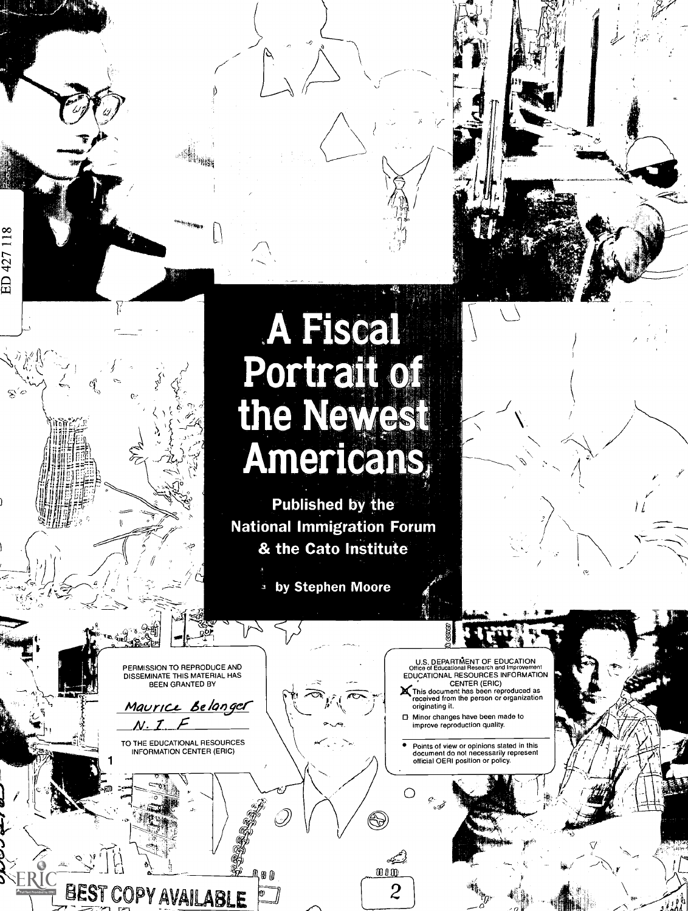# A Fiscal Portrait of the Newest Americans

**Published by the National Immigration Forum & the Cato Institute**

**by Stephen Moore**

PERMISSION TO REPRODUCE AND DISSEMINATE THIS MATERIAL HAS BEEN GRANTED BY

Maurice Belanger
N. I. F

TO THE EDUCATIONAL RESOURCES INFORMATION CENTER (ERIC)

U.S. DEPARTMENT OF EDUCATION
Office of Educational Research and Improvement
EDUCATIONAL RESOURCES INFORMATION CENTER (ERIC)

- [x] This document has been reproduced as received from the person or organization originating it.
- [ ] Minor changes have been made to improve reproduction quality.

- Points of view or opinions stated in this document do not necessarily represent official OERI position or policy.

ED 427 118

BEST COPY AVAILABLE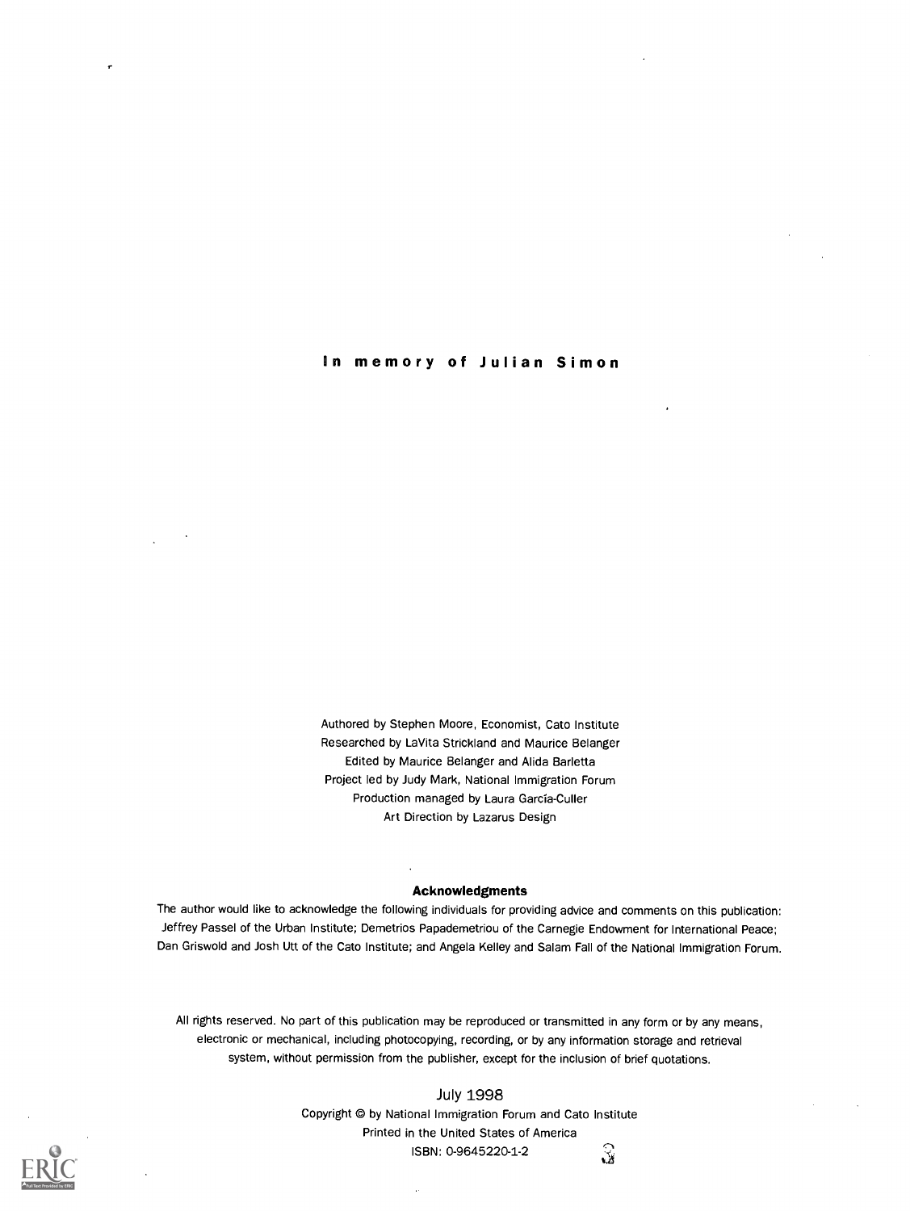**In memory of Julian Simon**

Authored by Stephen Moore, Economist, Cato Institute
Researched by LaVita Strickland and Maurice Belanger
Edited by Maurice Belanger and Alida Barletta
Project led by Judy Mark, National Immigration Forum
Production managed by Laura García-Culler
Art Direction by Lazarus Design

**Acknowledgments**

The author would like to acknowledge the following individuals for providing advice and comments on this publication: Jeffrey Passel of the Urban Institute; Demetrios Papademetriou of the Carnegie Endowment for International Peace; Dan Griswold and Josh Utt of the Cato Institute; and Angela Kelley and Salam Fall of the National Immigration Forum.

All rights reserved. No part of this publication may be reproduced or transmitted in any form or by any means, electronic or mechanical, including photocopying, recording, or by any information storage and retrieval system, without permission from the publisher, except for the inclusion of brief quotations.

July 1998
Copyright © by National Immigration Forum and Cato Institute
Printed in the United States of America
ISBN: 0-9645220-1-2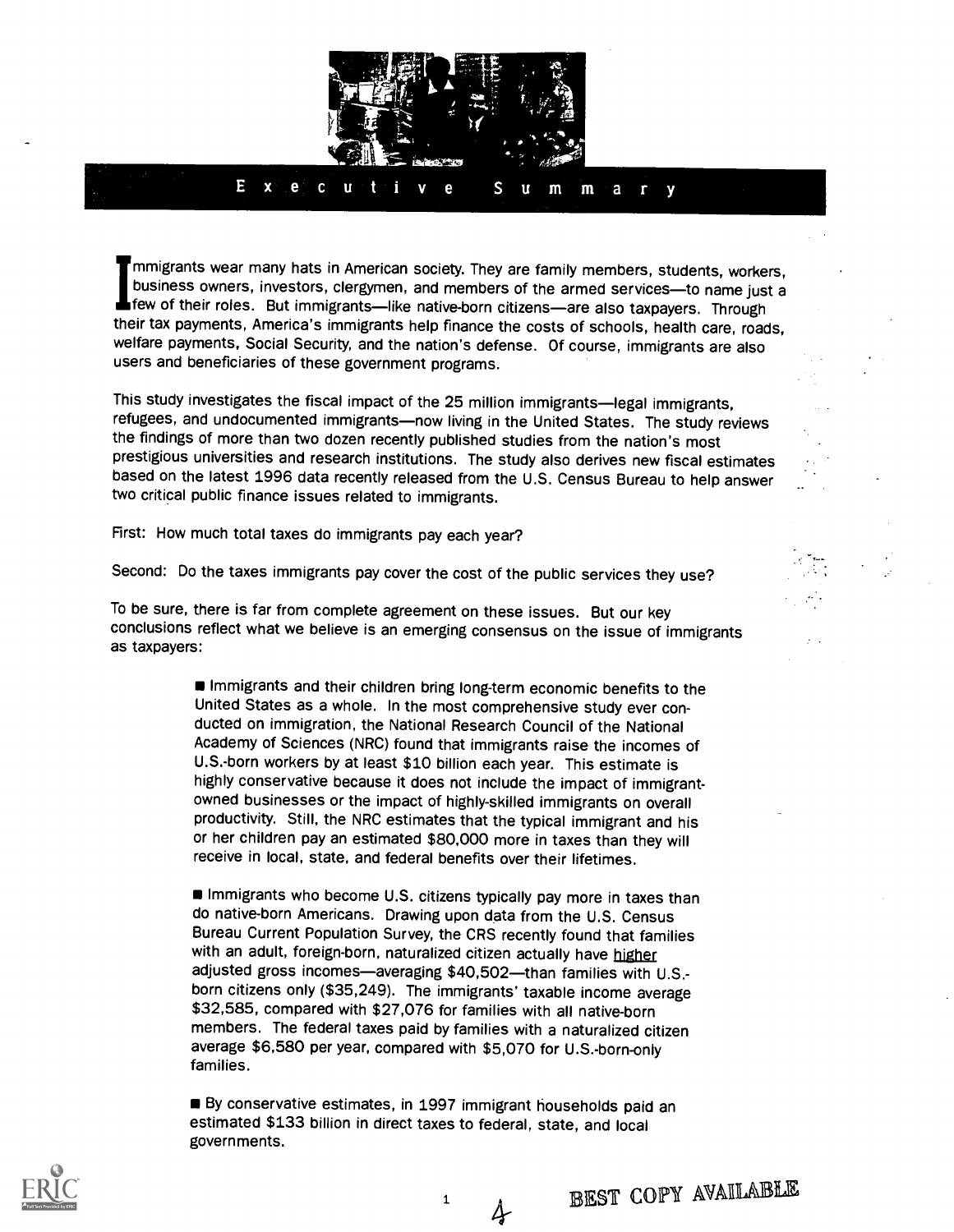# Executive Summary

Immigrants wear many hats in American society. They are family members, students, workers, business owners, investors, clergymen, and members of the armed services—to name just a few of their roles. But immigrants—like native-born citizens—are also taxpayers. Through their tax payments, America's immigrants help finance the costs of schools, health care, roads, welfare payments, Social Security, and the nation's defense. Of course, immigrants are also users and beneficiaries of these government programs.

This study investigates the fiscal impact of the 25 million immigrants—legal immigrants, refugees, and undocumented immigrants—now living in the United States. The study reviews the findings of more than two dozen recently published studies from the nation's most prestigious universities and research institutions. The study also derives new fiscal estimates based on the latest 1996 data recently released from the U.S. Census Bureau to help answer two critical public finance issues related to immigrants.

First: How much total taxes do immigrants pay each year?

Second: Do the taxes immigrants pay cover the cost of the public services they use?

To be sure, there is far from complete agreement on these issues. But our key conclusions reflect what we believe is an emerging consensus on the issue of immigrants as taxpayers:

- Immigrants and their children bring long-term economic benefits to the United States as a whole. In the most comprehensive study ever conducted on immigration, the National Research Council of the National Academy of Sciences (NRC) found that immigrants raise the incomes of U.S.-born workers by at least $10 billion each year. This estimate is highly conservative because it does not include the impact of immigrant-owned businesses or the impact of highly-skilled immigrants on overall productivity. Still, the NRC estimates that the typical immigrant and his or her children pay an estimated $80,000 more in taxes than they will receive in local, state, and federal benefits over their lifetimes.

- Immigrants who become U.S. citizens typically pay more in taxes than do native-born Americans. Drawing upon data from the U.S. Census Bureau Current Population Survey, the CRS recently found that families with an adult, foreign-born, naturalized citizen actually have higher adjusted gross incomes—averaging $40,502—than families with U.S.-born citizens only ($35,249). The immigrants' taxable income average $32,585, compared with $27,076 for families with all native-born members. The federal taxes paid by families with a naturalized citizen average $6,580 per year, compared with $5,070 for U.S.-born-only families.

- By conservative estimates, in 1997 immigrant households paid an estimated $133 billion in direct taxes to federal, state, and local governments.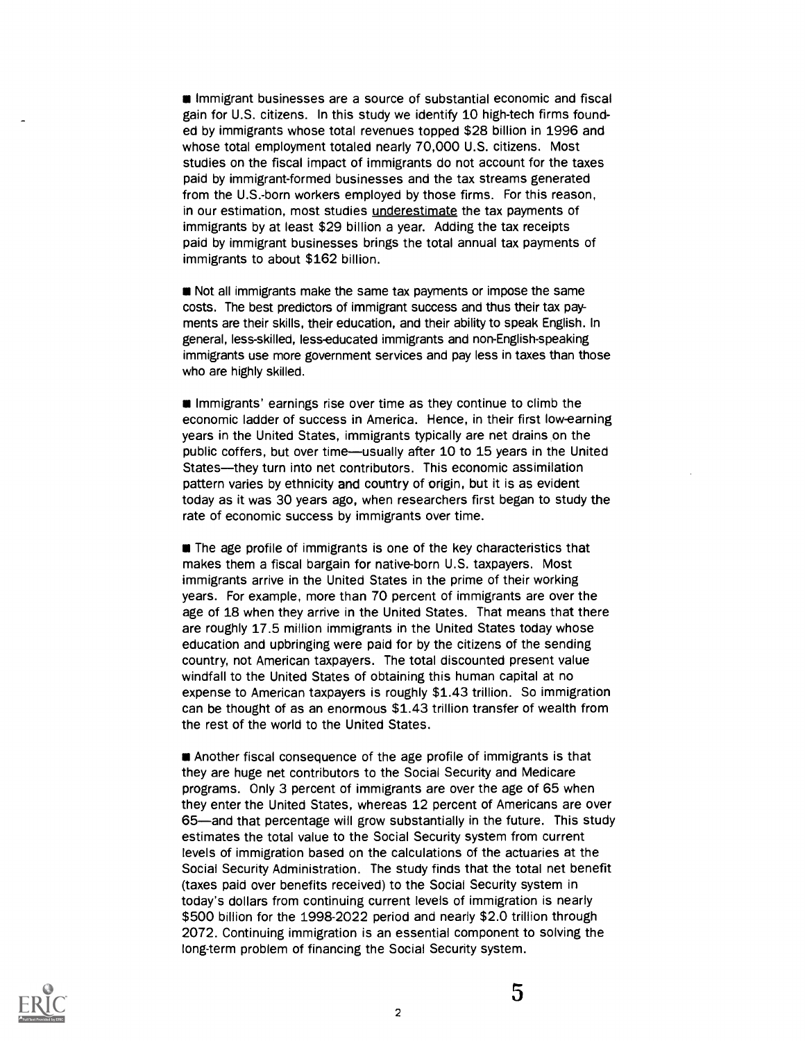- Immigrant businesses are a source of substantial economic and fiscal gain for U.S. citizens. In this study we identify 10 high-tech firms founded by immigrants whose total revenues topped $28 billion in 1996 and whose total employment totaled nearly 70,000 U.S. citizens. Most studies on the fiscal impact of immigrants do not account for the taxes paid by immigrant-formed businesses and the tax streams generated from the U.S.-born workers employed by those firms. For this reason, in our estimation, most studies <u>underestimate</u> the tax payments of immigrants by at least $29 billion a year. Adding the tax receipts paid by immigrant businesses brings the total annual tax payments of immigrants to about $162 billion.

- Not all immigrants make the same tax payments or impose the same costs. The best predictors of immigrant success and thus their tax payments are their skills, their education, and their ability to speak English. In general, less-skilled, less-educated immigrants and non-English-speaking immigrants use more government services and pay less in taxes than those who are highly skilled.

- Immigrants' earnings rise over time as they continue to climb the economic ladder of success in America. Hence, in their first low-earning years in the United States, immigrants typically are net drains on the public coffers, but over time—usually after 10 to 15 years in the United States—they turn into net contributors. This economic assimilation pattern varies by ethnicity and country of origin, but it is as evident today as it was 30 years ago, when researchers first began to study the rate of economic success by immigrants over time.

- The age profile of immigrants is one of the key characteristics that makes them a fiscal bargain for native-born U.S. taxpayers. Most immigrants arrive in the United States in the prime of their working years. For example, more than 70 percent of immigrants are over the age of 18 when they arrive in the United States. That means that there are roughly 17.5 million immigrants in the United States today whose education and upbringing were paid for by the citizens of the sending country, not American taxpayers. The total discounted present value windfall to the United States of obtaining this human capital at no expense to American taxpayers is roughly $1.43 trillion. So immigration can be thought of as an enormous $1.43 trillion transfer of wealth from the rest of the world to the United States.

- Another fiscal consequence of the age profile of immigrants is that they are huge net contributors to the Social Security and Medicare programs. Only 3 percent of immigrants are over the age of 65 when they enter the United States, whereas 12 percent of Americans are over 65—and that percentage will grow substantially in the future. This study estimates the total value to the Social Security system from current levels of immigration based on the calculations of the actuaries at the Social Security Administration. The study finds that the total net benefit (taxes paid over benefits received) to the Social Security system in today's dollars from continuing current levels of immigration is nearly $500 billion for the 1998-2022 period and nearly $2.0 trillion through 2072. Continuing immigration is an essential component to solving the long-term problem of financing the Social Security system.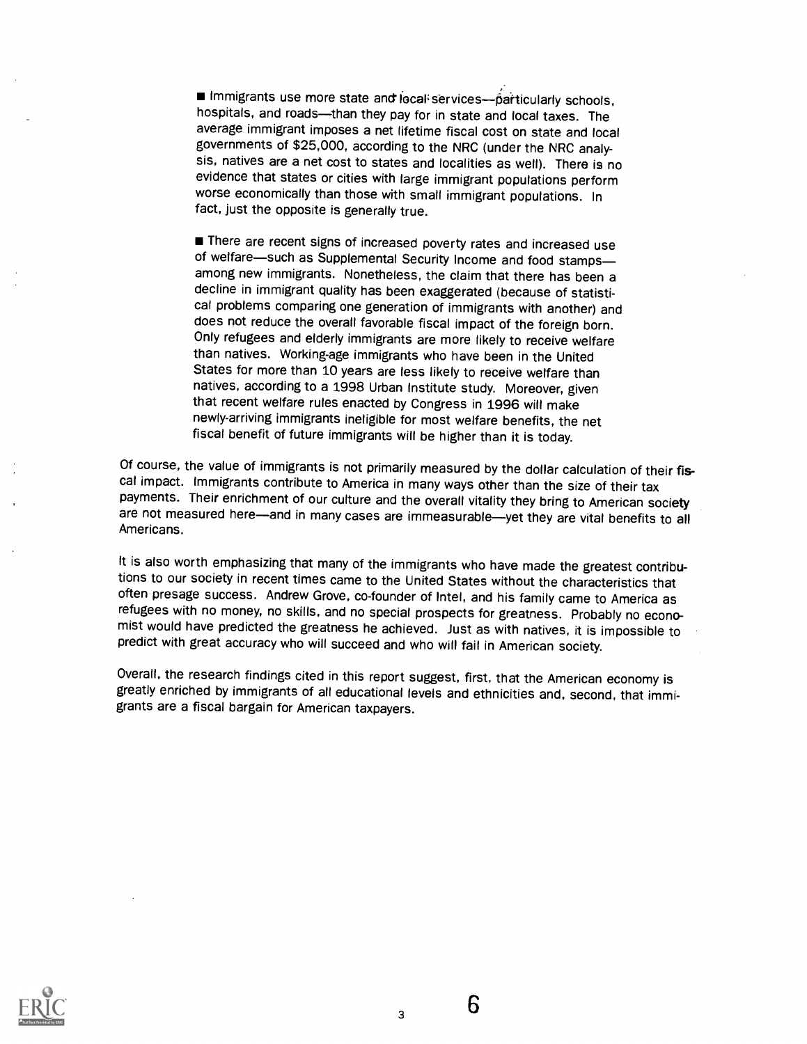- Immigrants use more state and local services—particularly schools, hospitals, and roads—than they pay for in state and local taxes. The average immigrant imposes a net lifetime fiscal cost on state and local governments of $25,000, according to the NRC (under the NRC analysis, natives are a net cost to states and localities as well). There is no evidence that states or cities with large immigrant populations perform worse economically than those with small immigrant populations. In fact, just the opposite is generally true.

- There are recent signs of increased poverty rates and increased use of welfare—such as Supplemental Security Income and food stamps—among new immigrants. Nonetheless, the claim that there has been a decline in immigrant quality has been exaggerated (because of statistical problems comparing one generation of immigrants with another) and does not reduce the overall favorable fiscal impact of the foreign born. Only refugees and elderly immigrants are more likely to receive welfare than natives. Working-age immigrants who have been in the United States for more than 10 years are less likely to receive welfare than natives, according to a 1998 Urban Institute study. Moreover, given that recent welfare rules enacted by Congress in 1996 will make newly-arriving immigrants ineligible for most welfare benefits, the net fiscal benefit of future immigrants will be higher than it is today.

Of course, the value of immigrants is not primarily measured by the dollar calculation of their fiscal impact. Immigrants contribute to America in many ways other than the size of their tax payments. Their enrichment of our culture and the overall vitality they bring to American society are not measured here—and in many cases are immeasurable—yet they are vital benefits to all Americans.

It is also worth emphasizing that many of the immigrants who have made the greatest contributions to our society in recent times came to the United States without the characteristics that often presage success. Andrew Grove, co-founder of Intel, and his family came to America as refugees with no money, no skills, and no special prospects for greatness. Probably no economist would have predicted the greatness he achieved. Just as with natives, it is impossible to predict with great accuracy who will succeed and who will fail in American society.

Overall, the research findings cited in this report suggest, first, that the American economy is greatly enriched by immigrants of all educational levels and ethnicities and, second, that immigrants are a fiscal bargain for American taxpayers.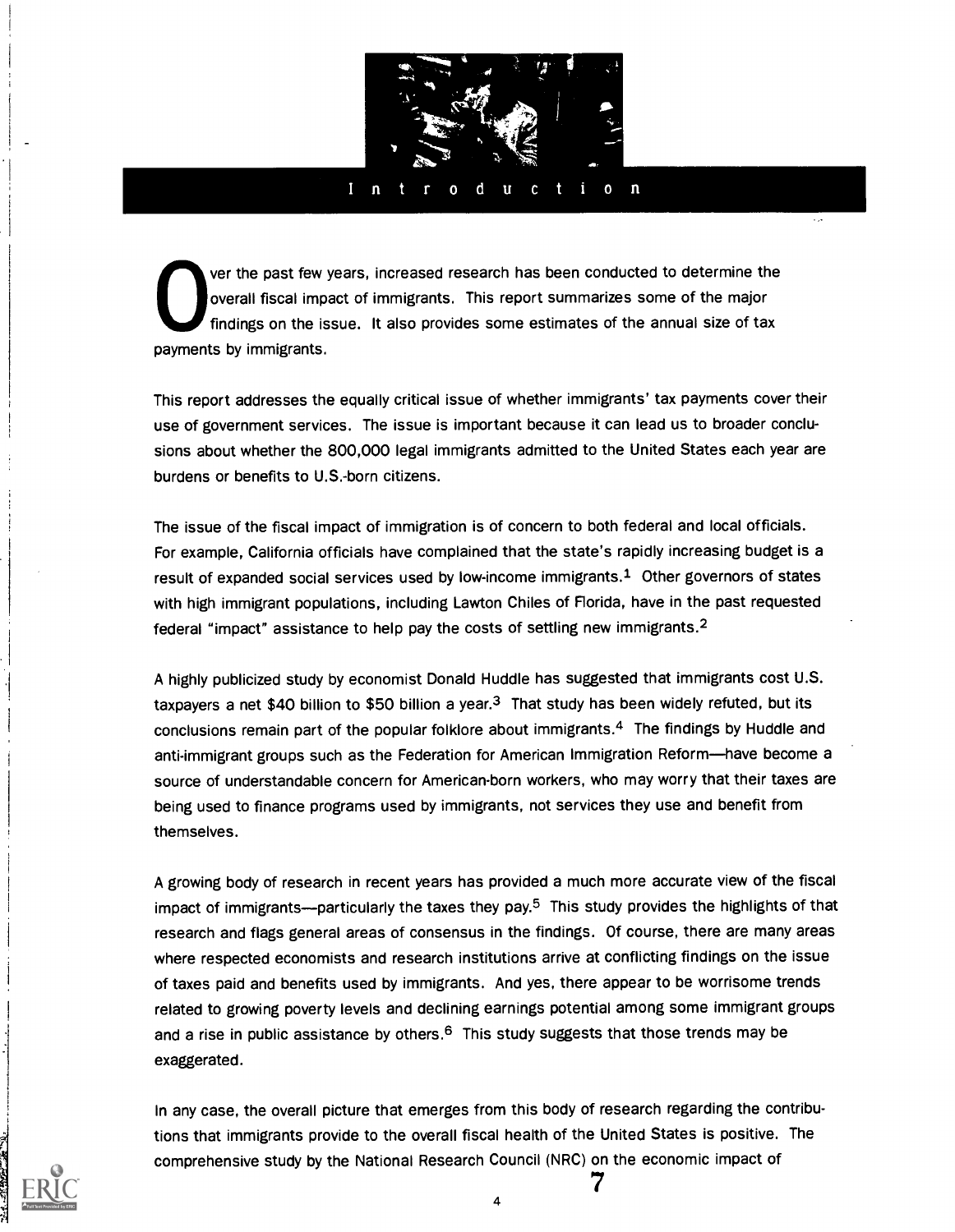# Introduction

Over the past few years, increased research has been conducted to determine the overall fiscal impact of immigrants. This report summarizes some of the major findings on the issue. It also provides some estimates of the annual size of tax payments by immigrants.

This report addresses the equally critical issue of whether immigrants' tax payments cover their use of government services. The issue is important because it can lead us to broader conclusions about whether the 800,000 legal immigrants admitted to the United States each year are burdens or benefits to U.S.-born citizens.

The issue of the fiscal impact of immigration is of concern to both federal and local officials. For example, California officials have complained that the state's rapidly increasing budget is a result of expanded social services used by low-income immigrants.[1] Other governors of states with high immigrant populations, including Lawton Chiles of Florida, have in the past requested federal "impact" assistance to help pay the costs of settling new immigrants.[2]

A highly publicized study by economist Donald Huddle has suggested that immigrants cost U.S. taxpayers a net $40 billion to $50 billion a year.[3] That study has been widely refuted, but its conclusions remain part of the popular folklore about immigrants.[4] The findings by Huddle and anti-immigrant groups such as the Federation for American Immigration Reform—have become a source of understandable concern for American-born workers, who may worry that their taxes are being used to finance programs used by immigrants, not services they use and benefit from themselves.

A growing body of research in recent years has provided a much more accurate view of the fiscal impact of immigrants—particularly the taxes they pay.[5] This study provides the highlights of that research and flags general areas of consensus in the findings. Of course, there are many areas where respected economists and research institutions arrive at conflicting findings on the issue of taxes paid and benefits used by immigrants. And yes, there appear to be worrisome trends related to growing poverty levels and declining earnings potential among some immigrant groups and a rise in public assistance by others.[6] This study suggests that those trends may be exaggerated.

In any case, the overall picture that emerges from this body of research regarding the contributions that immigrants provide to the overall fiscal health of the United States is positive. The comprehensive study by the National Research Council (NRC) on the economic impact of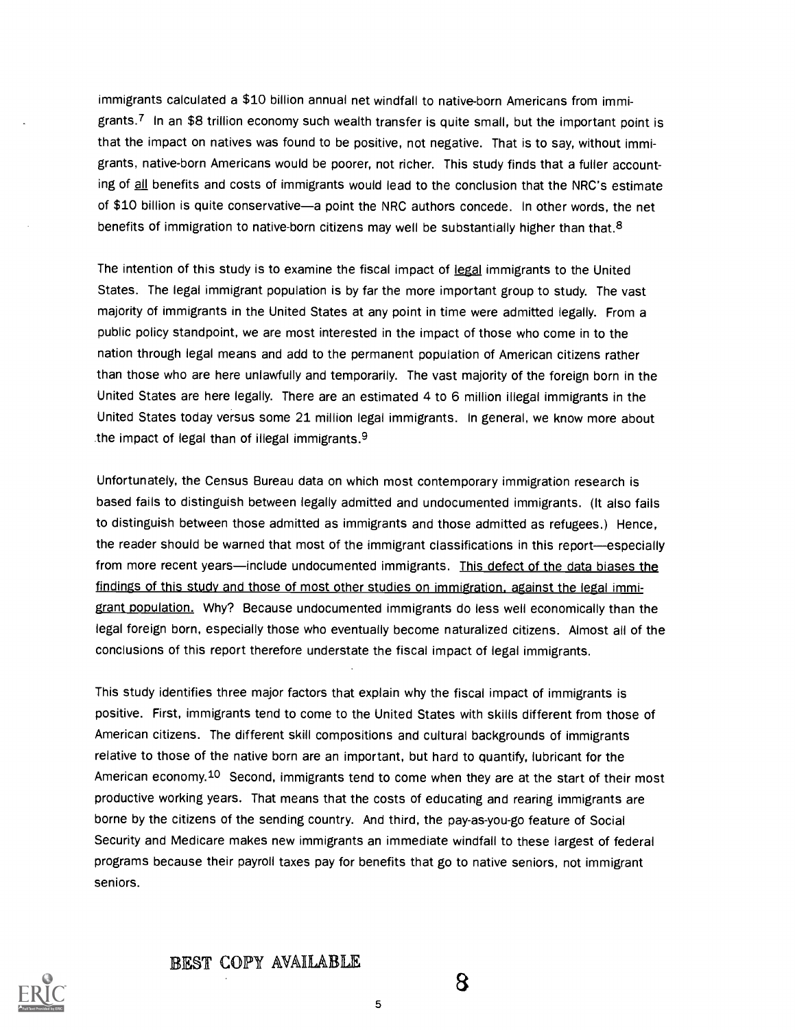immigrants calculated a $10 billion annual net windfall to native-born Americans from immigrants.[7] In an $8 trillion economy such wealth transfer is quite small, but the important point is that the impact on natives was found to be positive, not negative. That is to say, without immigrants, native-born Americans would be poorer, not richer. This study finds that a fuller accounting of all benefits and costs of immigrants would lead to the conclusion that the NRC's estimate of $10 billion is quite conservative—a point the NRC authors concede. In other words, the net benefits of immigration to native-born citizens may well be substantially higher than that.[8]

The intention of this study is to examine the fiscal impact of legal immigrants to the United States. The legal immigrant population is by far the more important group to study. The vast majority of immigrants in the United States at any point in time were admitted legally. From a public policy standpoint, we are most interested in the impact of those who come in to the nation through legal means and add to the permanent population of American citizens rather than those who are here unlawfully and temporarily. The vast majority of the foreign born in the United States are here legally. There are an estimated 4 to 6 million illegal immigrants in the United States today versus some 21 million legal immigrants. In general, we know more about the impact of legal than of illegal immigrants.[9]

Unfortunately, the Census Bureau data on which most contemporary immigration research is based fails to distinguish between legally admitted and undocumented immigrants. (It also fails to distinguish between those admitted as immigrants and those admitted as refugees.) Hence, the reader should be warned that most of the immigrant classifications in this report—especially from more recent years—include undocumented immigrants. This defect of the data biases the findings of this study and those of most other studies on immigration, against the legal immigrant population. Why? Because undocumented immigrants do less well economically than the legal foreign born, especially those who eventually become naturalized citizens. Almost all of the conclusions of this report therefore understate the fiscal impact of legal immigrants.

This study identifies three major factors that explain why the fiscal impact of immigrants is positive. First, immigrants tend to come to the United States with skills different from those of American citizens. The different skill compositions and cultural backgrounds of immigrants relative to those of the native born are an important, but hard to quantify, lubricant for the American economy.[10] Second, immigrants tend to come when they are at the start of their most productive working years. That means that the costs of educating and rearing immigrants are borne by the citizens of the sending country. And third, the pay-as-you-go feature of Social Security and Medicare makes new immigrants an immediate windfall to these largest of federal programs because their payroll taxes pay for benefits that go to native seniors, not immigrant seniors.

BEST COPY AVAILABLE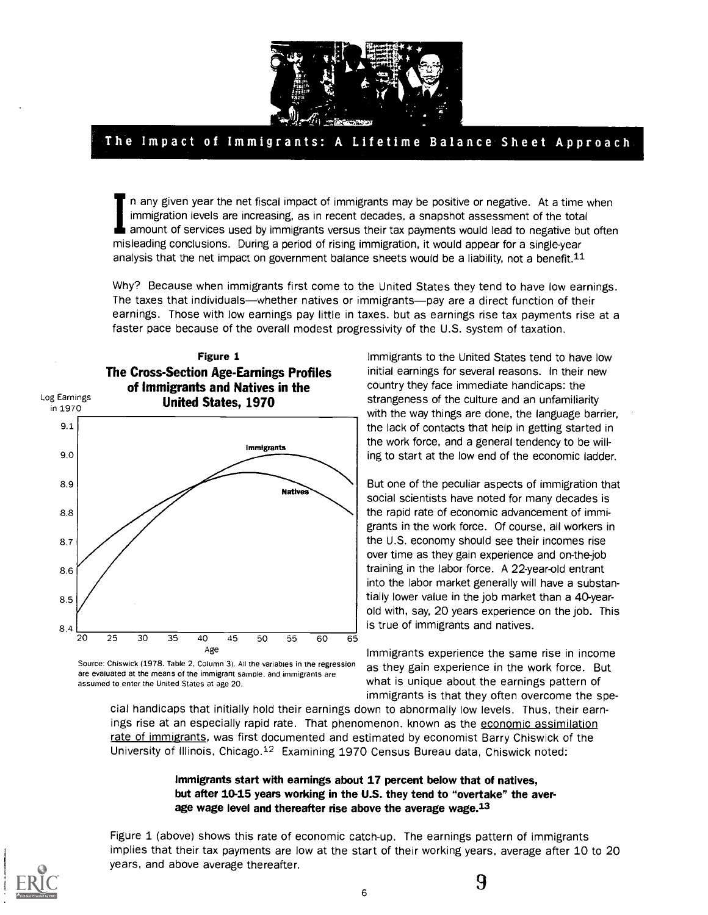## The Impact of Immigrants: A Lifetime Balance Sheet Approach

In any given year the net fiscal impact of immigrants may be positive or negative. At a time when immigration levels are increasing, as in recent decades, a snapshot assessment of the total amount of services used by immigrants versus their tax payments would lead to negative but often misleading conclusions. During a period of rising immigration, it would appear for a single-year analysis that the net impact on government balance sheets would be a liability, not a benefit.[11]

Why? Because when immigrants first come to the United States they tend to have low earnings. The taxes that individuals—whether natives or immigrants—pay are a direct function of their earnings. Those with low earnings pay little in taxes. but as earnings rise tax payments rise at a faster pace because of the overall modest progressivity of the U.S. system of taxation.

**Figure 1**
**The Cross-Section Age-Earnings Profiles of Immigrants and Natives in the United States, 1970**

Source: Chiswick (1978. Table 2, Column 3). All the variables in the regression are evaluated at the means of the immigrant sample. and immigrants are assumed to enter the United States at age 20.

Immigrants to the United States tend to have low initial earnings for several reasons. In their new country they face immediate handicaps: the strangeness of the culture and an unfamiliarity with the way things are done, the language barrier, the lack of contacts that help in getting started in the work force, and a general tendency to be willing to start at the low end of the economic ladder.

But one of the peculiar aspects of immigration that social scientists have noted for many decades is the rapid rate of economic advancement of immigrants in the work force. Of course, all workers in the U.S. economy should see their incomes rise over time as they gain experience and on-the-job training in the labor force. A 22-year-old entrant into the labor market generally will have a substantially lower value in the job market than a 40-year-old with, say, 20 years experience on the job. This is true of immigrants and natives.

Immigrants experience the same rise in income as they gain experience in the work force. But what is unique about the earnings pattern of immigrants is that they often overcome the special handicaps that initially hold their earnings down to abnormally low levels. Thus, their earnings rise at an especially rapid rate. That phenomenon. known as the economic assimilation rate of immigrants, was first documented and estimated by economist Barry Chiswick of the University of Illinois, Chicago.[12] Examining 1970 Census Bureau data, Chiswick noted:

> **Immigrants start with earnings about 17 percent below that of natives, but after 10-15 years working in the U.S. they tend to "overtake" the average wage level and thereafter rise above the average wage.**[13]

Figure 1 (above) shows this rate of economic catch-up. The earnings pattern of immigrants implies that their tax payments are low at the start of their working years, average after 10 to 20 years, and above average thereafter.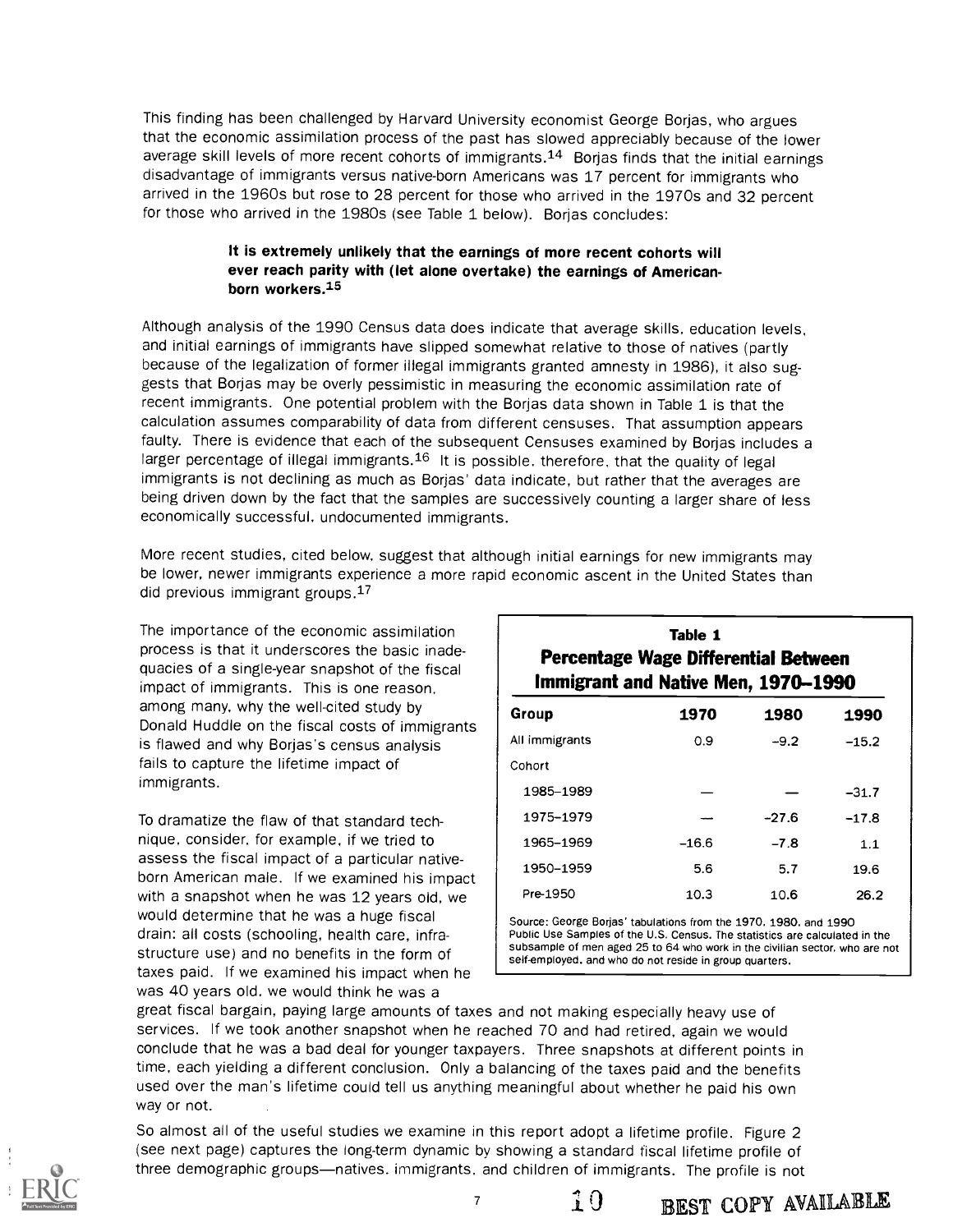This finding has been challenged by Harvard University economist George Borjas, who argues that the economic assimilation process of the past has slowed appreciably because of the lower average skill levels of more recent cohorts of immigrants.[14] Borjas finds that the initial earnings disadvantage of immigrants versus native-born Americans was 17 percent for immigrants who arrived in the 1960s but rose to 28 percent for those who arrived in the 1970s and 32 percent for those who arrived in the 1980s (see Table 1 below). Borjas concludes:

> **It is extremely unlikely that the earnings of more recent cohorts will ever reach parity with (let alone overtake) the earnings of American-born workers.[15]**

Although analysis of the 1990 Census data does indicate that average skills, education levels, and initial earnings of immigrants have slipped somewhat relative to those of natives (partly because of the legalization of former illegal immigrants granted amnesty in 1986), it also suggests that Borjas may be overly pessimistic in measuring the economic assimilation rate of recent immigrants. One potential problem with the Borjas data shown in Table 1 is that the calculation assumes comparability of data from different censuses. That assumption appears faulty. There is evidence that each of the subsequent Censuses examined by Borjas includes a larger percentage of illegal immigrants.[16] It is possible, therefore, that the quality of legal immigrants is not declining as much as Borjas' data indicate, but rather that the averages are being driven down by the fact that the samples are successively counting a larger share of less economically successful, undocumented immigrants.

More recent studies, cited below, suggest that although initial earnings for new immigrants may be lower, newer immigrants experience a more rapid economic ascent in the United States than did previous immigrant groups.[17]

The importance of the economic assimilation process is that it underscores the basic inadequacies of a single-year snapshot of the fiscal impact of immigrants. This is one reason, among many, why the well-cited study by Donald Huddle on the fiscal costs of immigrants is flawed and why Borjas's census analysis fails to capture the lifetime impact of immigrants.

**Table 1**
**Percentage Wage Differential Between Immigrant and Native Men, 1970–1990**

| Group | 1970 | 1980 | 1990 |
|---|---|---|---|
| All immigrants | 0.9 | −9.2 | −15.2 |
| Cohort | | | |
| 1985–1989 | — | — | −31.7 |
| 1975–1979 | — | −27.6 | −17.8 |
| 1965–1969 | −16.6 | −7.8 | 1.1 |
| 1950–1959 | 5.6 | 5.7 | 19.6 |
| Pre-1950 | 10.3 | 10.6 | 26.2 |

Source: George Borjas' tabulations from the 1970, 1980, and 1990 Public Use Samples of the U.S. Census. The statistics are calculated in the subsample of men aged 25 to 64 who work in the civilian sector, who are not self-employed, and who do not reside in group quarters.

To dramatize the flaw of that standard technique, consider, for example, if we tried to assess the fiscal impact of a particular native-born American male. If we examined his impact with a snapshot when he was 12 years old, we would determine that he was a huge fiscal drain: all costs (schooling, health care, infrastructure use) and no benefits in the form of taxes paid. If we examined his impact when he was 40 years old, we would think he was a great fiscal bargain, paying large amounts of taxes and not making especially heavy use of services. If we took another snapshot when he reached 70 and had retired, again we would conclude that he was a bad deal for younger taxpayers. Three snapshots at different points in time, each yielding a different conclusion. Only a balancing of the taxes paid and the benefits used over the man's lifetime could tell us anything meaningful about whether he paid his own way or not.

So almost all of the useful studies we examine in this report adopt a lifetime profile. Figure 2 (see next page) captures the long-term dynamic by showing a standard fiscal lifetime profile of three demographic groups—natives, immigrants, and children of immigrants. The profile is not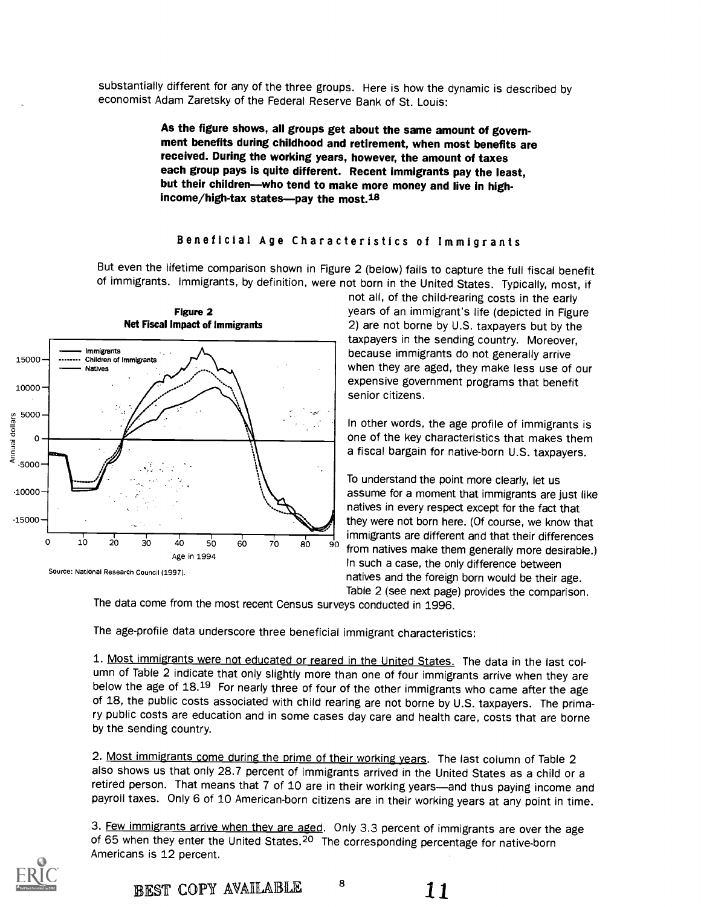substantially different for any of the three groups. Here is how the dynamic is described by economist Adam Zaretsky of the Federal Reserve Bank of St. Louis:

> **As the figure shows, all groups get about the same amount of government benefits during childhood and retirement, when most benefits are received. During the working years, however, the amount of taxes each group pays is quite different. Recent immigrants pay the least, but their children—who tend to make more money and live in high-income/high-tax states—pay the most.**[18]

### Beneficial Age Characteristics of Immigrants

But even the lifetime comparison shown in Figure 2 (below) fails to capture the full fiscal benefit of immigrants. Immigrants, by definition, were not born in the United States. Typically, most, if not all, of the child-rearing costs in the early years of an immigrant's life (depicted in Figure 2) are not borne by U.S. taxpayers but by the taxpayers in the sending country. Moreover, because immigrants do not generally arrive when they are aged, they make less use of our expensive government programs that benefit senior citizens.

**Figure 2**
**Net Fiscal Impact of Immigrants**

Source: National Research Council (1997).

In other words, the age profile of immigrants is one of the key characteristics that makes them a fiscal bargain for native-born U.S. taxpayers.

To understand the point more clearly, let us assume for a moment that immigrants are just like natives in every respect except for the fact that they were not born here. (Of course, we know that immigrants are different and that their differences from natives make them generally more desirable.) In such a case, the only difference between natives and the foreign born would be their age. Table 2 (see next page) provides the comparison. The data come from the most recent Census surveys conducted in 1996.

The age-profile data underscore three beneficial immigrant characteristics:

1. Most immigrants were not educated or reared in the United States. The data in the last column of Table 2 indicate that only slightly more than one of four immigrants arrive when they are below the age of 18.[19] For nearly three of four of the other immigrants who came after the age of 18, the public costs associated with child rearing are not borne by U.S. taxpayers. The primary public costs are education and in some cases day care and health care, costs that are borne by the sending country.

2. Most immigrants come during the prime of their working years. The last column of Table 2 also shows us that only 28.7 percent of immigrants arrived in the United States as a child or a retired person. That means that 7 of 10 are in their working years—and thus paying income and payroll taxes. Only 6 of 10 American-born citizens are in their working years at any point in time.

3. Few immigrants arrive when they are aged. Only 3.3 percent of immigrants are over the age of 65 when they enter the United States.[20] The corresponding percentage for native-born Americans is 12 percent.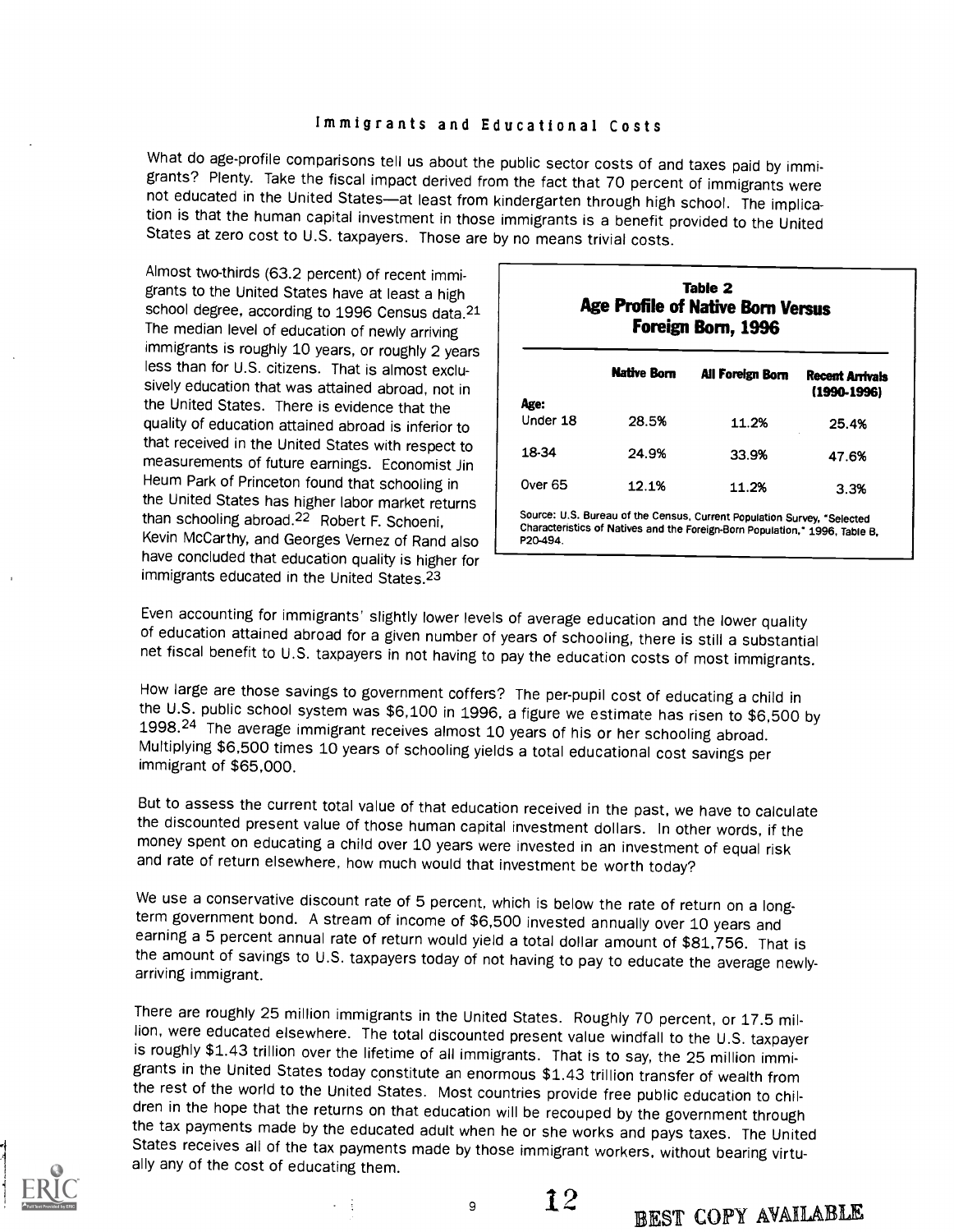## Immigrants and Educational Costs

What do age-profile comparisons tell us about the public sector costs of and taxes paid by immigrants? Plenty. Take the fiscal impact derived from the fact that 70 percent of immigrants were not educated in the United States—at least from kindergarten through high school. The implication is that the human capital investment in those immigrants is a benefit provided to the United States at zero cost to U.S. taxpayers. Those are by no means trivial costs.

Almost two-thirds (63.2 percent) of recent immigrants to the United States have at least a high school degree, according to 1996 Census data.[21] The median level of education of newly arriving immigrants is roughly 10 years, or roughly 2 years less than for U.S. citizens. That is almost exclusively education that was attained abroad, not in the United States. There is evidence that the quality of education attained abroad is inferior to that received in the United States with respect to measurements of future earnings. Economist Jin Heum Park of Princeton found that schooling in the United States has higher labor market returns than schooling abroad.[22] Robert F. Schoeni, Kevin McCarthy, and Georges Vernez of Rand also have concluded that education quality is higher for immigrants educated in the United States.[23]

**Table 2**
**Age Profile of Native Born Versus Foreign Born, 1996**

| Age: | Native Born | All Foreign Born | Recent Arrivals (1990-1996) |
|---|---|---|---|
| Under 18 | 28.5% | 11.2% | 25.4% |
| 18-34 | 24.9% | 33.9% | 47.6% |
| Over 65 | 12.1% | 11.2% | 3.3% |

Source: U.S. Bureau of the Census, Current Population Survey, "Selected Characteristics of Natives and the Foreign-Born Population," 1996, Table B, P20-494.

Even accounting for immigrants' slightly lower levels of average education and the lower quality of education attained abroad for a given number of years of schooling, there is still a substantial net fiscal benefit to U.S. taxpayers in not having to pay the education costs of most immigrants.

How large are those savings to government coffers? The per-pupil cost of educating a child in the U.S. public school system was $6,100 in 1996, a figure we estimate has risen to $6,500 by 1998.[24] The average immigrant receives almost 10 years of his or her schooling abroad. Multiplying $6,500 times 10 years of schooling yields a total educational cost savings per immigrant of $65,000.

But to assess the current total value of that education received in the past, we have to calculate the discounted present value of those human capital investment dollars. In other words, if the money spent on educating a child over 10 years were invested in an investment of equal risk and rate of return elsewhere, how much would that investment be worth today?

We use a conservative discount rate of 5 percent, which is below the rate of return on a long-term government bond. A stream of income of $6,500 invested annually over 10 years and earning a 5 percent annual rate of return would yield a total dollar amount of $81,756. That is the amount of savings to U.S. taxpayers today of not having to pay to educate the average newly-arriving immigrant.

There are roughly 25 million immigrants in the United States. Roughly 70 percent, or 17.5 million, were educated elsewhere. The total discounted present value windfall to the U.S. taxpayer is roughly $1.43 trillion over the lifetime of all immigrants. That is to say, the 25 million immigrants in the United States today constitute an enormous $1.43 trillion transfer of wealth from the rest of the world to the United States. Most countries provide free public education to children in the hope that the returns on that education will be recouped by the government through the tax payments made by the educated adult when he or she works and pays taxes. The United States receives all of the tax payments made by those immigrant workers, without bearing virtually any of the cost of educating them.

BEST COPY AVAILABLE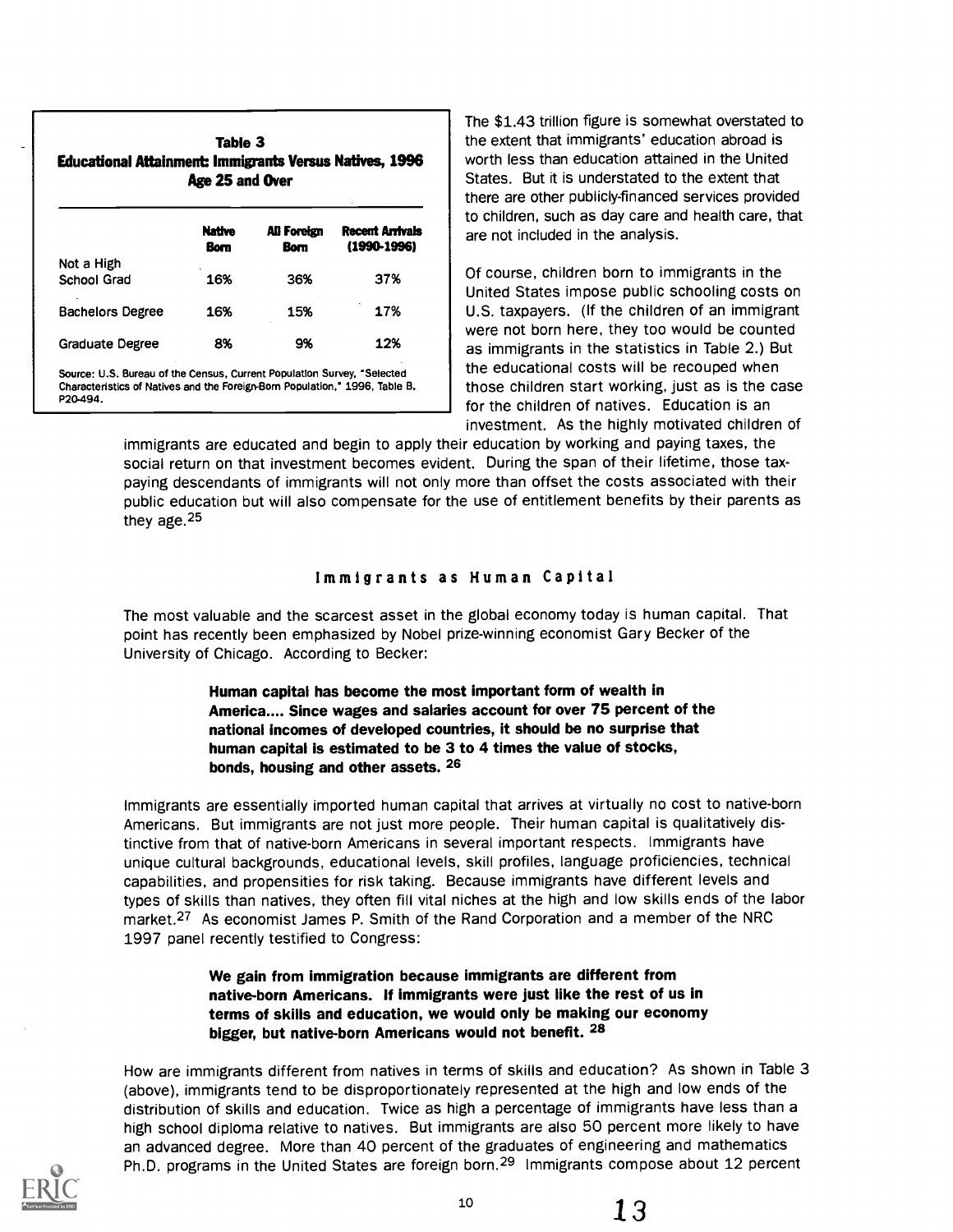**Table 3**
**Educational Attainment: Immigrants Versus Natives, 1996**
**Age 25 and Over**

| | Native Born | All Foreign Born | Recent Arrivals (1990-1996) |
|---|---|---|---|
| Not a High School Grad | 16% | 36% | 37% |
| Bachelors Degree | 16% | 15% | 17% |
| Graduate Degree | 8% | 9% | 12% |

Source: U.S. Bureau of the Census, Current Population Survey, "Selected Characteristics of Natives and the Foreign-Born Population," 1996, Table B, P20-494.

The $1.43 trillion figure is somewhat overstated to the extent that immigrants' education abroad is worth less than education attained in the United States. But it is understated to the extent that there are other publicly-financed services provided to children, such as day care and health care, that are not included in the analysis.

Of course, children born to immigrants in the United States impose public schooling costs on U.S. taxpayers. (If the children of an immigrant were not born here, they too would be counted as immigrants in the statistics in Table 2.) But the educational costs will be recouped when those children start working, just as is the case for the children of natives. Education is an investment. As the highly motivated children of immigrants are educated and begin to apply their education by working and paying taxes, the social return on that investment becomes evident. During the span of their lifetime, those tax-paying descendants of immigrants will not only more than offset the costs associated with their public education but will also compensate for the use of entitlement benefits by their parents as they age.[25]

## Immigrants as Human Capital

The most valuable and the scarcest asset in the global economy today is human capital. That point has recently been emphasized by Nobel prize-winning economist Gary Becker of the University of Chicago. According to Becker:

> **Human capital has become the most important form of wealth in America.... Since wages and salaries account for over 75 percent of the national incomes of developed countries, it should be no surprise that human capital is estimated to be 3 to 4 times the value of stocks, bonds, housing and other assets.** [26]

Immigrants are essentially imported human capital that arrives at virtually no cost to native-born Americans. But immigrants are not just more people. Their human capital is qualitatively distinctive from that of native-born Americans in several important respects. Immigrants have unique cultural backgrounds, educational levels, skill profiles, language proficiencies, technical capabilities, and propensities for risk taking. Because immigrants have different levels and types of skills than natives, they often fill vital niches at the high and low skills ends of the labor market.[27] As economist James P. Smith of the Rand Corporation and a member of the NRC 1997 panel recently testified to Congress:

> **We gain from immigration because immigrants are different from native-born Americans. If immigrants were just like the rest of us in terms of skills and education, we would only be making our economy bigger, but native-born Americans would not benefit.** [28]

How are immigrants different from natives in terms of skills and education? As shown in Table 3 (above), immigrants tend to be disproportionately represented at the high and low ends of the distribution of skills and education. Twice as high a percentage of immigrants have less than a high school diploma relative to natives. But immigrants are also 50 percent more likely to have an advanced degree. More than 40 percent of the graduates of engineering and mathematics Ph.D. programs in the United States are foreign born.[29] Immigrants compose about 12 percent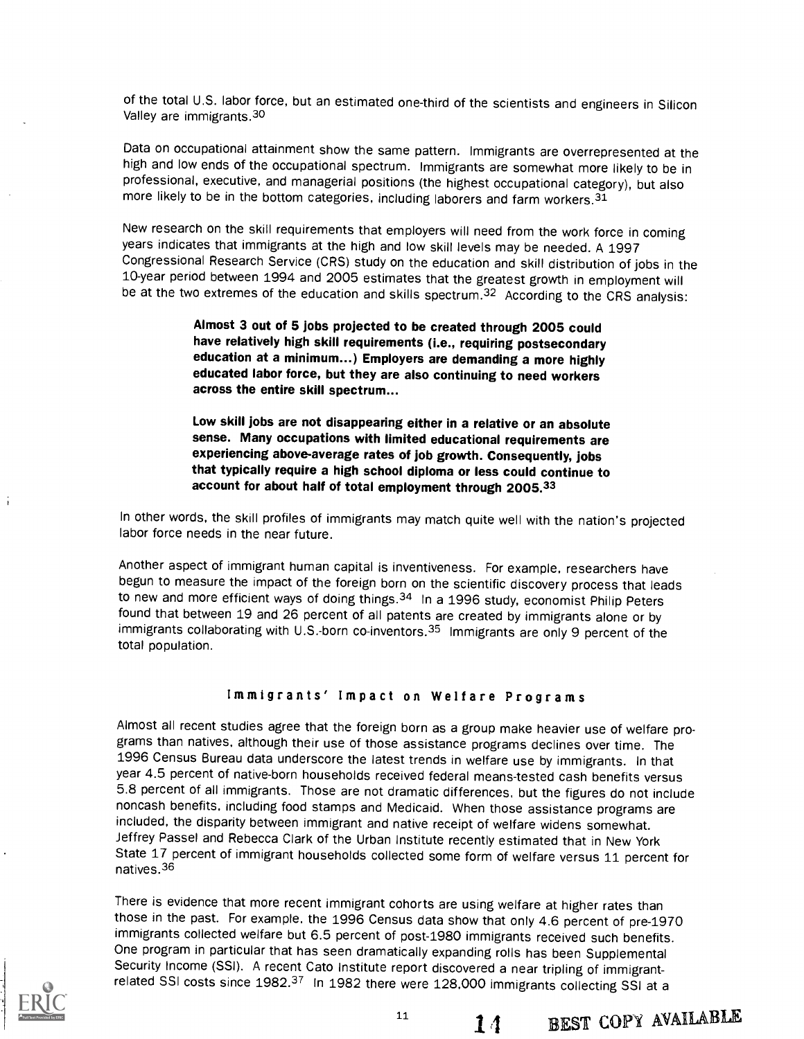of the total U.S. labor force, but an estimated one-third of the scientists and engineers in Silicon Valley are immigrants.[30]

Data on occupational attainment show the same pattern. Immigrants are overrepresented at the high and low ends of the occupational spectrum. Immigrants are somewhat more likely to be in professional, executive, and managerial positions (the highest occupational category), but also more likely to be in the bottom categories, including laborers and farm workers.[31]

New research on the skill requirements that employers will need from the work force in coming years indicates that immigrants at the high and low skill levels may be needed. A 1997 Congressional Research Service (CRS) study on the education and skill distribution of jobs in the 10-year period between 1994 and 2005 estimates that the greatest growth in employment will be at the two extremes of the education and skills spectrum.[32] According to the CRS analysis:

> **Almost 3 out of 5 jobs projected to be created through 2005 could have relatively high skill requirements (i.e., requiring postsecondary education at a minimum...) Employers are demanding a more highly educated labor force, but they are also continuing to need workers across the entire skill spectrum...**
>
> **Low skill jobs are not disappearing either in a relative or an absolute sense. Many occupations with limited educational requirements are experiencing above-average rates of job growth. Consequently, jobs that typically require a high school diploma or less could continue to account for about half of total employment through 2005.[33]**

In other words, the skill profiles of immigrants may match quite well with the nation's projected labor force needs in the near future.

Another aspect of immigrant human capital is inventiveness. For example, researchers have begun to measure the impact of the foreign born on the scientific discovery process that leads to new and more efficient ways of doing things.[34] In a 1996 study, economist Philip Peters found that between 19 and 26 percent of all patents are created by immigrants alone or by immigrants collaborating with U.S.-born co-inventors.[35] Immigrants are only 9 percent of the total population.

## Immigrants' Impact on Welfare Programs

Almost all recent studies agree that the foreign born as a group make heavier use of welfare programs than natives, although their use of those assistance programs declines over time. The 1996 Census Bureau data underscore the latest trends in welfare use by immigrants. In that year 4.5 percent of native-born households received federal means-tested cash benefits versus 5.8 percent of all immigrants. Those are not dramatic differences, but the figures do not include noncash benefits, including food stamps and Medicaid. When those assistance programs are included, the disparity between immigrant and native receipt of welfare widens somewhat. Jeffrey Passel and Rebecca Clark of the Urban Institute recently estimated that in New York State 17 percent of immigrant households collected some form of welfare versus 11 percent for natives.[36]

There is evidence that more recent immigrant cohorts are using welfare at higher rates than those in the past. For example, the 1996 Census data show that only 4.6 percent of pre-1970 immigrants collected welfare but 6.5 percent of post-1980 immigrants received such benefits. One program in particular that has seen dramatically expanding rolls has been Supplemental Security Income (SSI). A recent Cato Institute report discovered a near tripling of immigrant-related SSI costs since 1982.[37] In 1982 there were 128,000 immigrants collecting SSI at a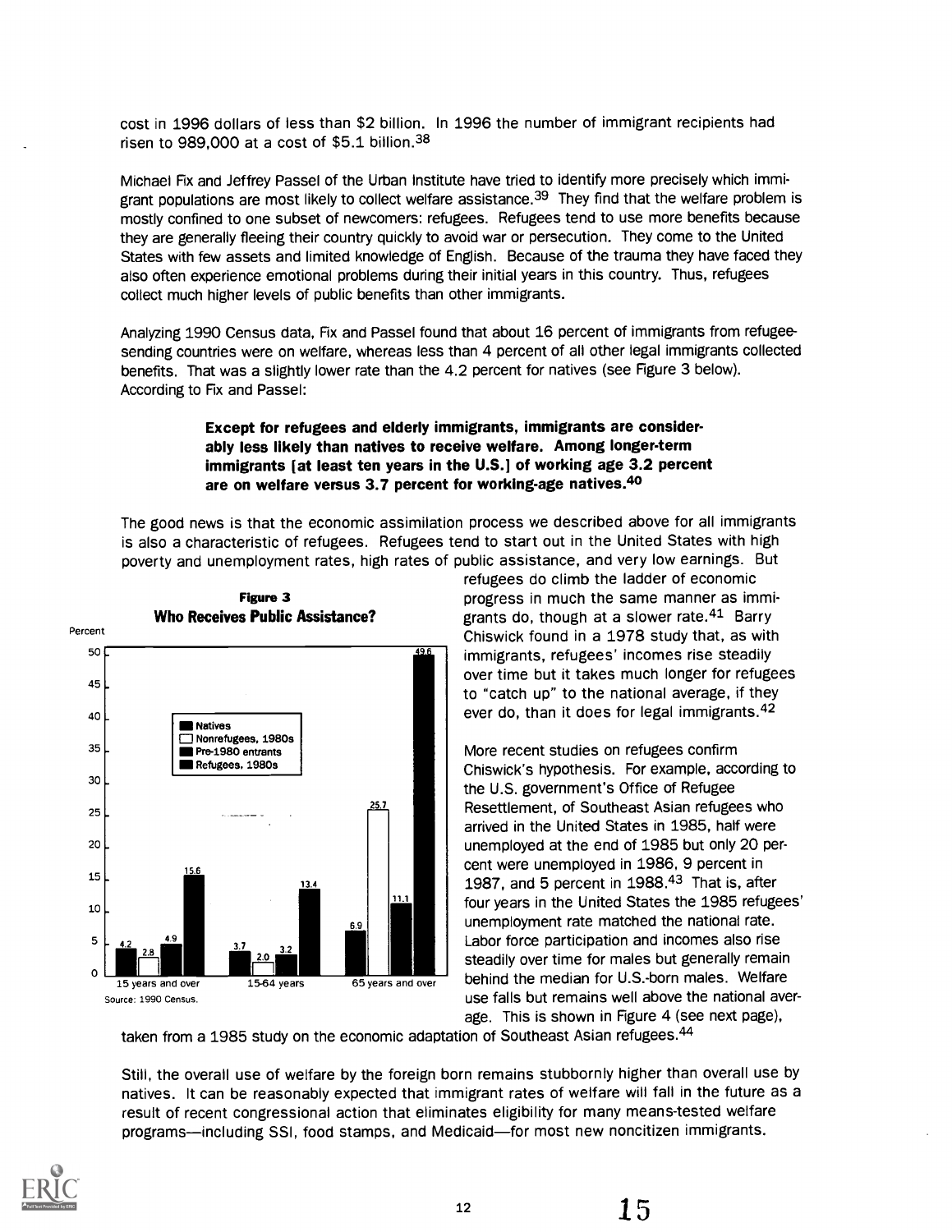cost in 1996 dollars of less than $2 billion. In 1996 the number of immigrant recipients had risen to 989,000 at a cost of $5.1 billion.[38]

Michael Fix and Jeffrey Passel of the Urban Institute have tried to identify more precisely which immigrant populations are most likely to collect welfare assistance.[39] They find that the welfare problem is mostly confined to one subset of newcomers: refugees. Refugees tend to use more benefits because they are generally fleeing their country quickly to avoid war or persecution. They come to the United States with few assets and limited knowledge of English. Because of the trauma they have faced they also often experience emotional problems during their initial years in this country. Thus, refugees collect much higher levels of public benefits than other immigrants.

Analyzing 1990 Census data, Fix and Passel found that about 16 percent of immigrants from refugee-sending countries were on welfare, whereas less than 4 percent of all other legal immigrants collected benefits. That was a slightly lower rate than the 4.2 percent for natives (see Figure 3 below). According to Fix and Passel:

> **Except for refugees and elderly immigrants, immigrants are considerably less likely than natives to receive welfare. Among longer-term immigrants [at least ten years in the U.S.] of working age 3.2 percent are on welfare versus 3.7 percent for working-age natives.[40]**

The good news is that the economic assimilation process we described above for all immigrants is also a characteristic of refugees. Refugees tend to start out in the United States with high poverty and unemployment rates, high rates of public assistance, and very low earnings. But refugees do climb the ladder of economic progress in much the same manner as immigrants do, though at a slower rate.[41] Barry Chiswick found in a 1978 study that, as with immigrants, refugees' incomes rise steadily over time but it takes much longer for refugees to "catch up" to the national average, if they ever do, than it does for legal immigrants.[42]

**Figure 3**
**Who Receives Public Assistance?**

| Percent | Natives | Nonrefugees, 1980s | Pre-1980 entrants | Refugees, 1980s |
|---|---|---|---|---|
| 15 years and over | 4.2 | 2.8 | 4.9 | 15.6 |
| 15-64 years | 3.7 | 2.0 | 3.2 | 13.4 |
| 65 years and over | 6.9 | 25.7 | 11.1 | 49.6 |

Source: 1990 Census.

More recent studies on refugees confirm Chiswick's hypothesis. For example, according to the U.S. government's Office of Refugee Resettlement, of Southeast Asian refugees who arrived in the United States in 1985, half were unemployed at the end of 1985 but only 20 percent were unemployed in 1986, 9 percent in 1987, and 5 percent in 1988.[43] That is, after four years in the United States the 1985 refugees' unemployment rate matched the national rate. Labor force participation and incomes also rise steadily over time for males but generally remain behind the median for U.S.-born males. Welfare use falls but remains well above the national average. This is shown in Figure 4 (see next page), taken from a 1985 study on the economic adaptation of Southeast Asian refugees.[44]

Still, the overall use of welfare by the foreign born remains stubbornly higher than overall use by natives. It can be reasonably expected that immigrant rates of welfare will fall in the future as a result of recent congressional action that eliminates eligibility for many means-tested welfare programs—including SSI, food stamps, and Medicaid—for most new noncitizen immigrants.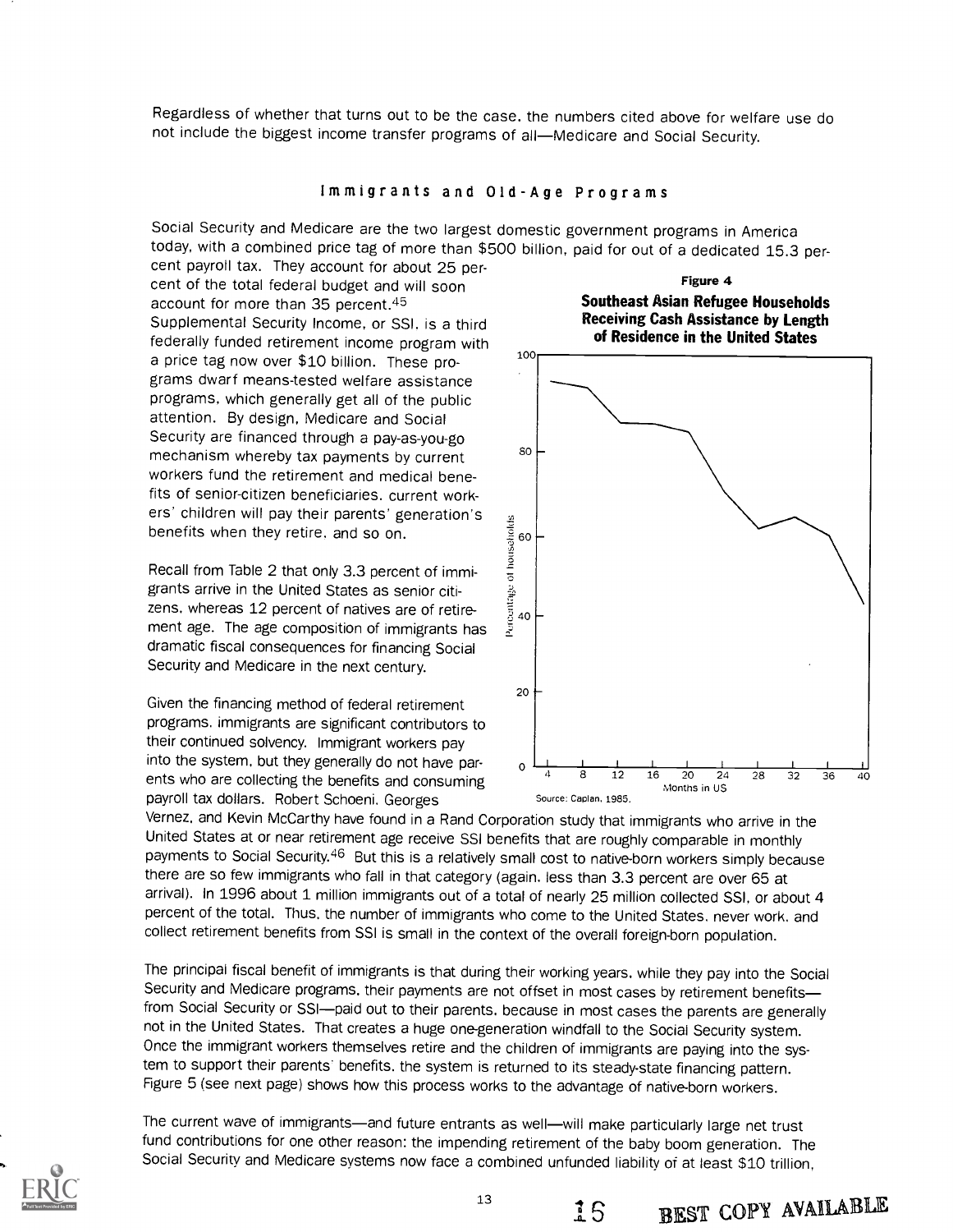Regardless of whether that turns out to be the case, the numbers cited above for welfare use do not include the biggest income transfer programs of all—Medicare and Social Security.

## Immigrants and Old-Age Programs

Social Security and Medicare are the two largest domestic government programs in America today, with a combined price tag of more than $500 billion, paid for out of a dedicated 15.3 percent payroll tax. They account for about 25 percent of the total federal budget and will soon account for more than 35 percent.[45] Supplemental Security Income, or SSI, is a third federally funded retirement income program with a price tag now over $10 billion. These programs dwarf means-tested welfare assistance programs, which generally get all of the public attention. By design, Medicare and Social Security are financed through a pay-as-you-go mechanism whereby tax payments by current workers fund the retirement and medical benefits of senior-citizen beneficiaries, current workers' children will pay their parents' generation's benefits when they retire, and so on.

Recall from Table 2 that only 3.3 percent of immigrants arrive in the United States as senior citizens, whereas 12 percent of natives are of retirement age. The age composition of immigrants has dramatic fiscal consequences for financing Social Security and Medicare in the next century.

Given the financing method of federal retirement programs, immigrants are significant contributors to their continued solvency. Immigrant workers pay into the system, but they generally do not have parents who are collecting the benefits and consuming payroll tax dollars. Robert Schoeni, Georges Vernez, and Kevin McCarthy have found in a Rand Corporation study that immigrants who arrive in the United States at or near retirement age receive SSI benefits that are roughly comparable in monthly payments to Social Security.[46] But this is a relatively small cost to native-born workers simply because there are so few immigrants who fall in that category (again, less than 3.3 percent are over 65 at arrival). In 1996 about 1 million immigrants out of a total of nearly 25 million collected SSI, or about 4 percent of the total. Thus, the number of immigrants who come to the United States, never work, and collect retirement benefits from SSI is small in the context of the overall foreign-born population.

**Figure 4**
**Southeast Asian Refugee Households Receiving Cash Assistance by Length of Residence in the United States**

Source: Caplan, 1985.

The principal fiscal benefit of immigrants is that during their working years, while they pay into the Social Security and Medicare programs, their payments are not offset in most cases by retirement benefits—from Social Security or SSI—paid out to their parents, because in most cases the parents are generally not in the United States. That creates a huge one-generation windfall to the Social Security system. Once the immigrant workers themselves retire and the children of immigrants are paying into the system to support their parents' benefits, the system is returned to its steady-state financing pattern. Figure 5 (see next page) shows how this process works to the advantage of native-born workers.

The current wave of immigrants—and future entrants as well—will make particularly large net trust fund contributions for one other reason: the impending retirement of the baby boom generation. The Social Security and Medicare systems now face a combined unfunded liability of at least $10 trillion,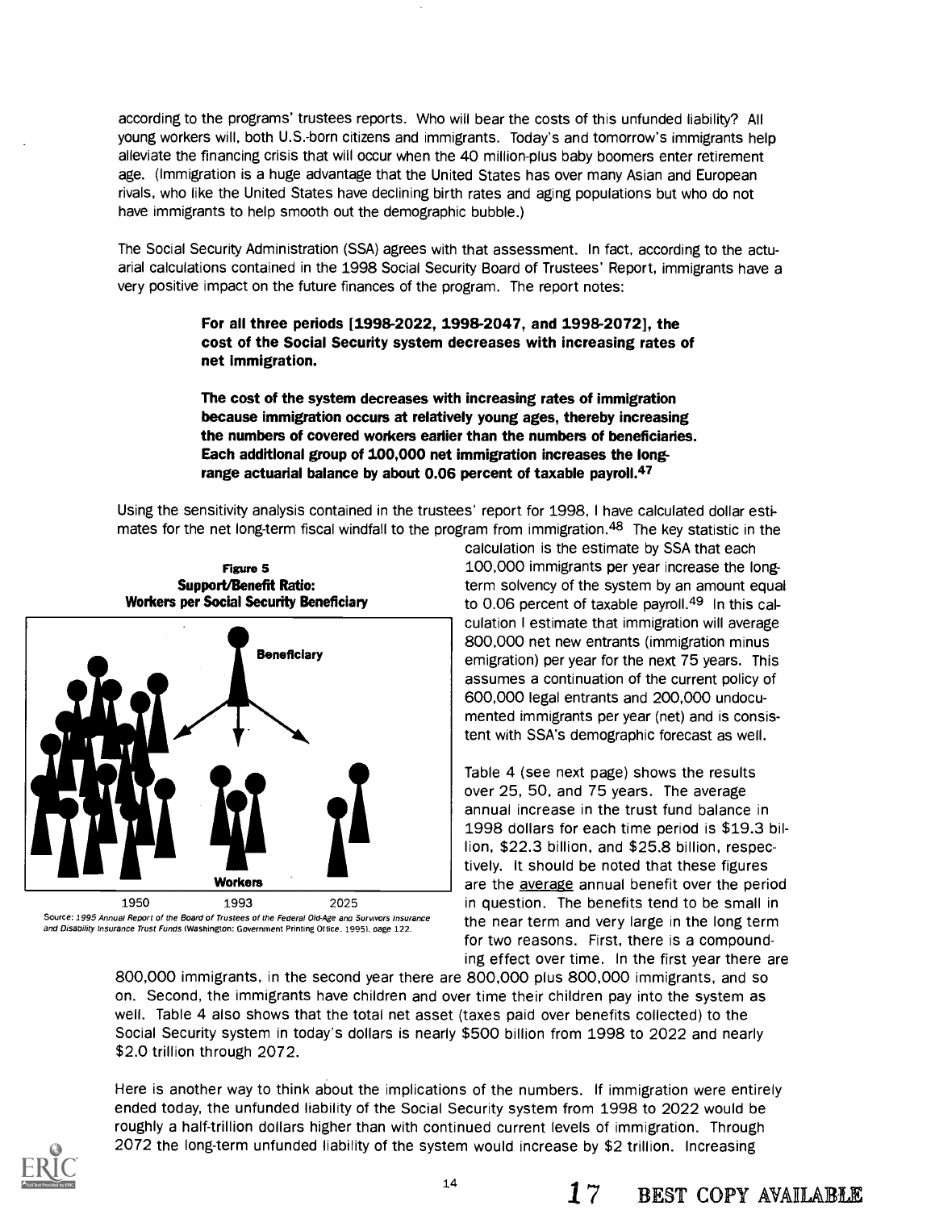according to the programs' trustees reports. Who will bear the costs of this unfunded liability? All young workers will, both U.S.-born citizens and immigrants. Today's and tomorrow's immigrants help alleviate the financing crisis that will occur when the 40 million-plus baby boomers enter retirement age. (Immigration is a huge advantage that the United States has over many Asian and European rivals, who like the United States have declining birth rates and aging populations but who do not have immigrants to help smooth out the demographic bubble.)

The Social Security Administration (SSA) agrees with that assessment. In fact, according to the actuarial calculations contained in the 1998 Social Security Board of Trustees' Report, immigrants have a very positive impact on the future finances of the program. The report notes:

> **For all three periods [1998-2022, 1998-2047, and 1998-2072], the cost of the Social Security system decreases with increasing rates of net immigration.**
>
> **The cost of the system decreases with increasing rates of immigration because immigration occurs at relatively young ages, thereby increasing the numbers of covered workers earlier than the numbers of beneficiaries. Each additional group of 100,000 net immigration increases the long-range actuarial balance by about 0.06 percent of taxable payroll.[47]**

Using the sensitivity analysis contained in the trustees' report for 1998, I have calculated dollar estimates for the net long-term fiscal windfall to the program from immigration.[48] The key statistic in the calculation is the estimate by SSA that each 100,000 immigrants per year increase the long-term solvency of the system by an amount equal to 0.06 percent of taxable payroll.[49] In this calculation I estimate that immigration will average 800,000 net new entrants (immigration minus emigration) per year for the next 75 years. This assumes a continuation of the current policy of 600,000 legal entrants and 200,000 undocumented immigrants per year (net) and is consistent with SSA's demographic forecast as well.

**Figure 5**
**Support/Benefit Ratio: Workers per Social Security Beneficiary**

Beneficiary

Workers

1950 1993 2025

Source: *1995 Annual Report of the Board of Trustees of the Federal Old-Age and Survivors Insurance and Disability Insurance Trust Funds* (Washington: Government Printing Office, 1995), page 122.

Table 4 (see next page) shows the results over 25, 50, and 75 years. The average annual increase in the trust fund balance in 1998 dollars for each time period is $19.3 billion, $22.3 billion, and $25.8 billion, respectively. It should be noted that these figures are the average annual benefit over the period in question. The benefits tend to be small in the near term and very large in the long term for two reasons. First, there is a compounding effect over time. In the first year there are 800,000 immigrants, in the second year there are 800,000 plus 800,000 immigrants, and so on. Second, the immigrants have children and over time their children pay into the system as well. Table 4 also shows that the total net asset (taxes paid over benefits collected) to the Social Security system in today's dollars is nearly $500 billion from 1998 to 2022 and nearly $2.0 trillion through 2072.

Here is another way to think about the implications of the numbers. If immigration were entirely ended today, the unfunded liability of the Social Security system from 1998 to 2022 would be roughly a half-trillion dollars higher than with continued current levels of immigration. Through 2072 the long-term unfunded liability of the system would increase by $2 trillion. Increasing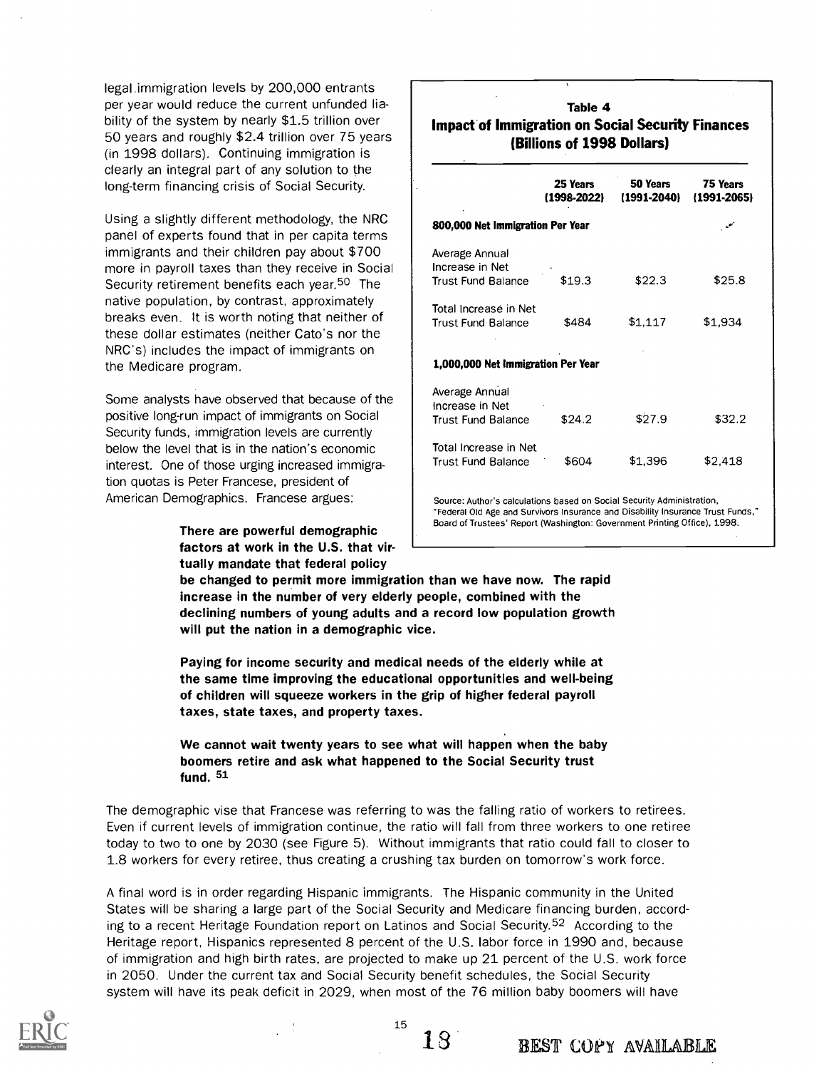legal immigration levels by 200,000 entrants per year would reduce the current unfunded liability of the system by nearly \$1.5 trillion over 50 years and roughly \$2.4 trillion over 75 years (in 1998 dollars). Continuing immigration is clearly an integral part of any solution to the long-term financing crisis of Social Security.

Using a slightly different methodology, the NRC panel of experts found that in per capita terms immigrants and their children pay about \$700 more in payroll taxes than they receive in Social Security retirement benefits each year.[50] The native population, by contrast, approximately breaks even. It is worth noting that neither of these dollar estimates (neither Cato's nor the NRC's) includes the impact of immigrants on the Medicare program.

Some analysts have observed that because of the positive long-run impact of immigrants on Social Security funds, immigration levels are currently below the level that is in the nation's economic interest. One of those urging increased immigration quotas is Peter Francese, president of American Demographics. Francese argues:

> **There are powerful demographic factors at work in the U.S. that virtually mandate that federal policy be changed to permit more immigration than we have now. The rapid increase in the number of very elderly people, combined with the declining numbers of young adults and a record low population growth will put the nation in a demographic vice.**
>
> **Paying for income security and medical needs of the elderly while at the same time improving the educational opportunities and well-being of children will squeeze workers in the grip of higher federal payroll taxes, state taxes, and property taxes.**
>
> **We cannot wait twenty years to see what will happen when the baby boomers retire and ask what happened to the Social Security trust fund.** [51]

**Table 4**
**Impact of Immigration on Social Security Finances (Billions of 1998 Dollars)**

| | 25 Years (1998-2022) | 50 Years (1991-2040) | 75 Years (1991-2065) |
|---|---|---|---|
| **800,000 Net Immigration Per Year** | | | |
| Average Annual Increase in Net Trust Fund Balance | \$19.3 | \$22.3 | \$25.8 |
| Total Increase in Net Trust Fund Balance | \$484 | \$1,117 | \$1,934 |
| **1,000,000 Net Immigration Per Year** | | | |
| Average Annual Increase in Net Trust Fund Balance | \$24.2 | \$27.9 | \$32.2 |
| Total Increase in Net Trust Fund Balance | \$604 | \$1,396 | \$2,418 |

Source: Author's calculations based on Social Security Administration, "Federal Old Age and Survivors Insurance and Disability Insurance Trust Funds," Board of Trustees' Report (Washington: Government Printing Office), 1998.

The demographic vise that Francese was referring to was the falling ratio of workers to retirees. Even if current levels of immigration continue, the ratio will fall from three workers to one retiree today to two to one by 2030 (see Figure 5). Without immigrants that ratio could fall to closer to 1.8 workers for every retiree, thus creating a crushing tax burden on tomorrow's work force.

A final word is in order regarding Hispanic immigrants. The Hispanic community in the United States will be sharing a large part of the Social Security and Medicare financing burden, according to a recent Heritage Foundation report on Latinos and Social Security.[52] According to the Heritage report, Hispanics represented 8 percent of the U.S. labor force in 1990 and, because of immigration and high birth rates, are projected to make up 21 percent of the U.S. work force in 2050. Under the current tax and Social Security benefit schedules, the Social Security system will have its peak deficit in 2029, when most of the 76 million baby boomers will have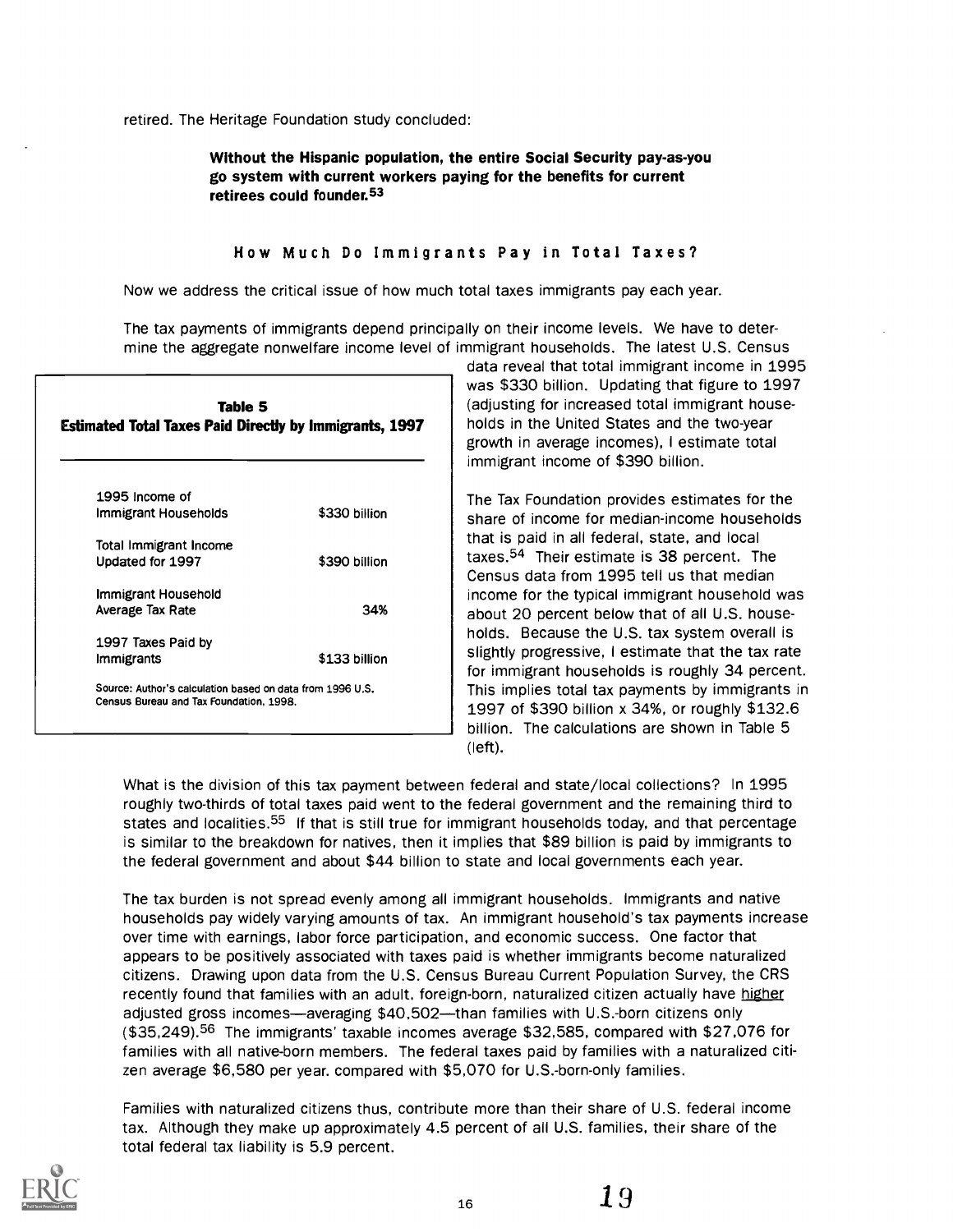retired. The Heritage Foundation study concluded:

> **Without the Hispanic population, the entire Social Security pay-as-you go system with current workers paying for the benefits for current retirees could founder.**[53]

### How Much Do Immigrants Pay in Total Taxes?

Now we address the critical issue of how much total taxes immigrants pay each year.

The tax payments of immigrants depend principally on their income levels. We have to determine the aggregate nonwelfare income level of immigrant households. The latest U.S. Census data reveal that total immigrant income in 1995 was $330 billion. Updating that figure to 1997 (adjusting for increased total immigrant households in the United States and the two-year growth in average incomes), I estimate total immigrant income of $390 billion.

The Tax Foundation provides estimates for the share of income for median-income households that is paid in all federal, state, and local taxes.[54] Their estimate is 38 percent. The Census data from 1995 tell us that median income for the typical immigrant household was about 20 percent below that of all U.S. households. Because the U.S. tax system overall is slightly progressive, I estimate that the tax rate for immigrant households is roughly 34 percent. This implies total tax payments by immigrants in 1997 of $390 billion x 34%, or roughly $132.6 billion. The calculations are shown in Table 5 (left).

**Table 5**
**Estimated Total Taxes Paid Directly by Immigrants, 1997**

| | |
|---|---|
| 1995 Income of Immigrant Households | $330 billion |
| Total Immigrant Income Updated for 1997 | $390 billion |
| Immigrant Household Average Tax Rate | 34% |
| 1997 Taxes Paid by Immigrants | $133 billion |

Source: Author's calculation based on data from 1996 U.S. Census Bureau and Tax Foundation, 1998.

What is the division of this tax payment between federal and state/local collections? In 1995 roughly two-thirds of total taxes paid went to the federal government and the remaining third to states and localities.[55] If that is still true for immigrant households today, and that percentage is similar to the breakdown for natives, then it implies that $89 billion is paid by immigrants to the federal government and about $44 billion to state and local governments each year.

The tax burden is not spread evenly among all immigrant households. Immigrants and native households pay widely varying amounts of tax. An immigrant household's tax payments increase over time with earnings, labor force participation, and economic success. One factor that appears to be positively associated with taxes paid is whether immigrants become naturalized citizens. Drawing upon data from the U.S. Census Bureau Current Population Survey, the CRS recently found that families with an adult, foreign-born, naturalized citizen actually have higher adjusted gross incomes—averaging $40,502—than families with U.S.-born citizens only ($35,249).[56] The immigrants' taxable incomes average $32,585, compared with $27,076 for families with all native-born members. The federal taxes paid by families with a naturalized citizen average $6,580 per year, compared with $5,070 for U.S.-born-only families.

Families with naturalized citizens thus, contribute more than their share of U.S. federal income tax. Although they make up approximately 4.5 percent of all U.S. families, their share of the total federal tax liability is 5.9 percent.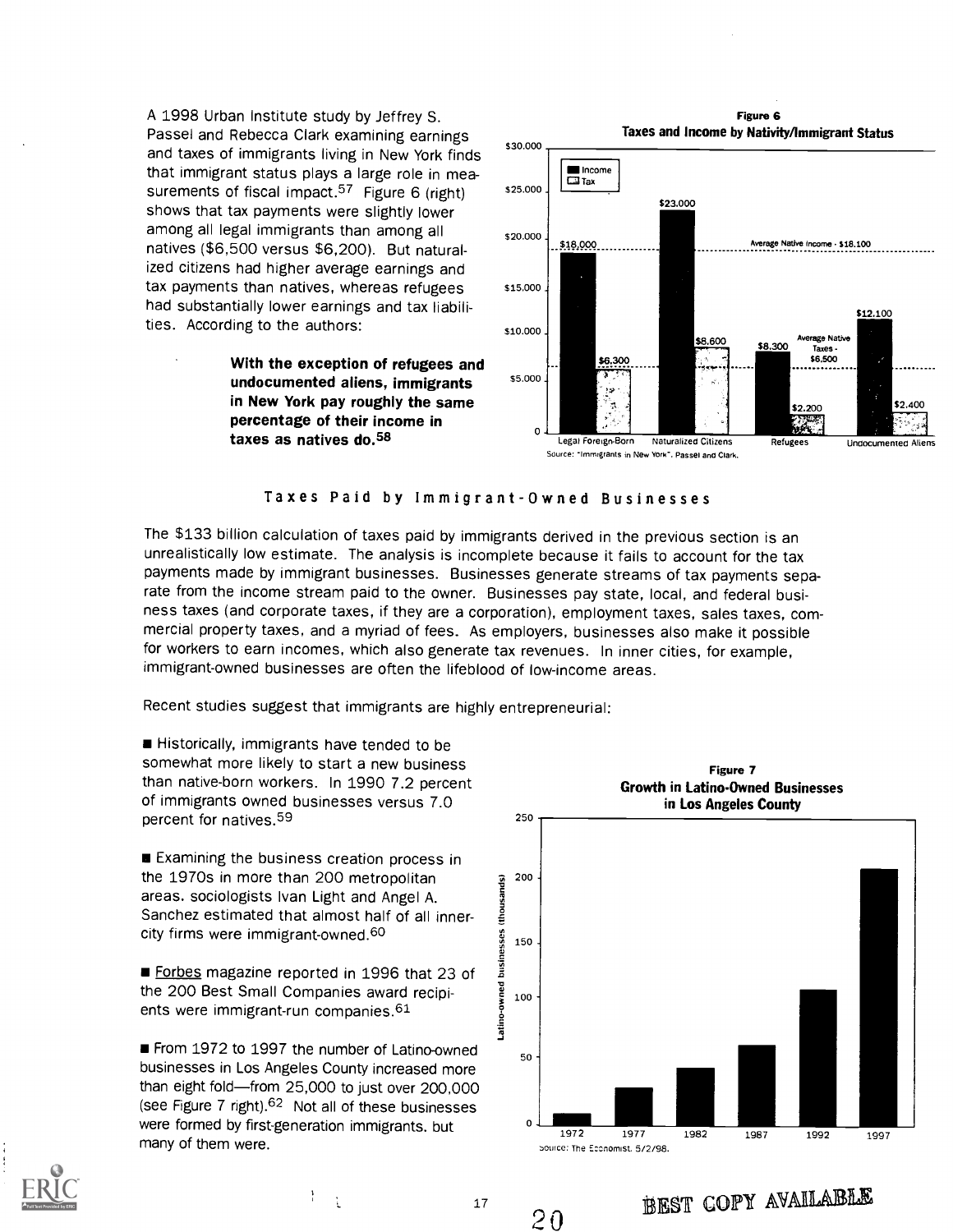A 1998 Urban Institute study by Jeffrey S. Passel and Rebecca Clark examining earnings and taxes of immigrants living in New York finds that immigrant status plays a large role in measurements of fiscal impact.[57] Figure 6 (right) shows that tax payments were slightly lower among all legal immigrants than among all natives ($6,500 versus $6,200). But naturalized citizens had higher average earnings and tax payments than natives, whereas refugees had substantially lower earnings and tax liabilities. According to the authors:

> **With the exception of refugees and undocumented aliens, immigrants in New York pay roughly the same percentage of their income in taxes as natives do.[58]**

**Figure 6**
**Taxes and Income by Nativity/Immigrant Status**

| | Income | Tax |
|---|---|---|
| Legal Foreign-Born | $18,000 | $6,300 |
| Naturalized Citizens | $23,000 | $8,600 |
| Refugees | $8,300 | $2,200 |
| Undocumented Aliens | $12,100 | $2,400 |

Average Native Income - $18,100; Average Native Taxes - $6,500

Source: "Immigrants in New York", Passel and Clark.

## Taxes Paid by Immigrant-Owned Businesses

The $133 billion calculation of taxes paid by immigrants derived in the previous section is an unrealistically low estimate. The analysis is incomplete because it fails to account for the tax payments made by immigrant businesses. Businesses generate streams of tax payments separate from the income stream paid to the owner. Businesses pay state, local, and federal business taxes (and corporate taxes, if they are a corporation), employment taxes, sales taxes, commercial property taxes, and a myriad of fees. As employers, businesses also make it possible for workers to earn incomes, which also generate tax revenues. In inner cities, for example, immigrant-owned businesses are often the lifeblood of low-income areas.

Recent studies suggest that immigrants are highly entrepreneurial:

- Historically, immigrants have tended to be somewhat more likely to start a new business than native-born workers. In 1990 7.2 percent of immigrants owned businesses versus 7.0 percent for natives.[59]

- Examining the business creation process in the 1970s in more than 200 metropolitan areas, sociologists Ivan Light and Angel A. Sanchez estimated that almost half of all inner-city firms were immigrant-owned.[60]

- Forbes magazine reported in 1996 that 23 of the 200 Best Small Companies award recipients were immigrant-run companies.[61]

- From 1972 to 1997 the number of Latino-owned businesses in Los Angeles County increased more than eight fold—from 25,000 to just over 200,000 (see Figure 7 right).[62] Not all of these businesses were formed by first-generation immigrants, but many of them were.

**Figure 7**
**Growth in Latino-Owned Businesses in Los Angeles County**

(Bar chart: Latino-owned businesses (thousands), 1972, 1977, 1982, 1987, 1992, 1997)

Source: The Economist, 5/2/98.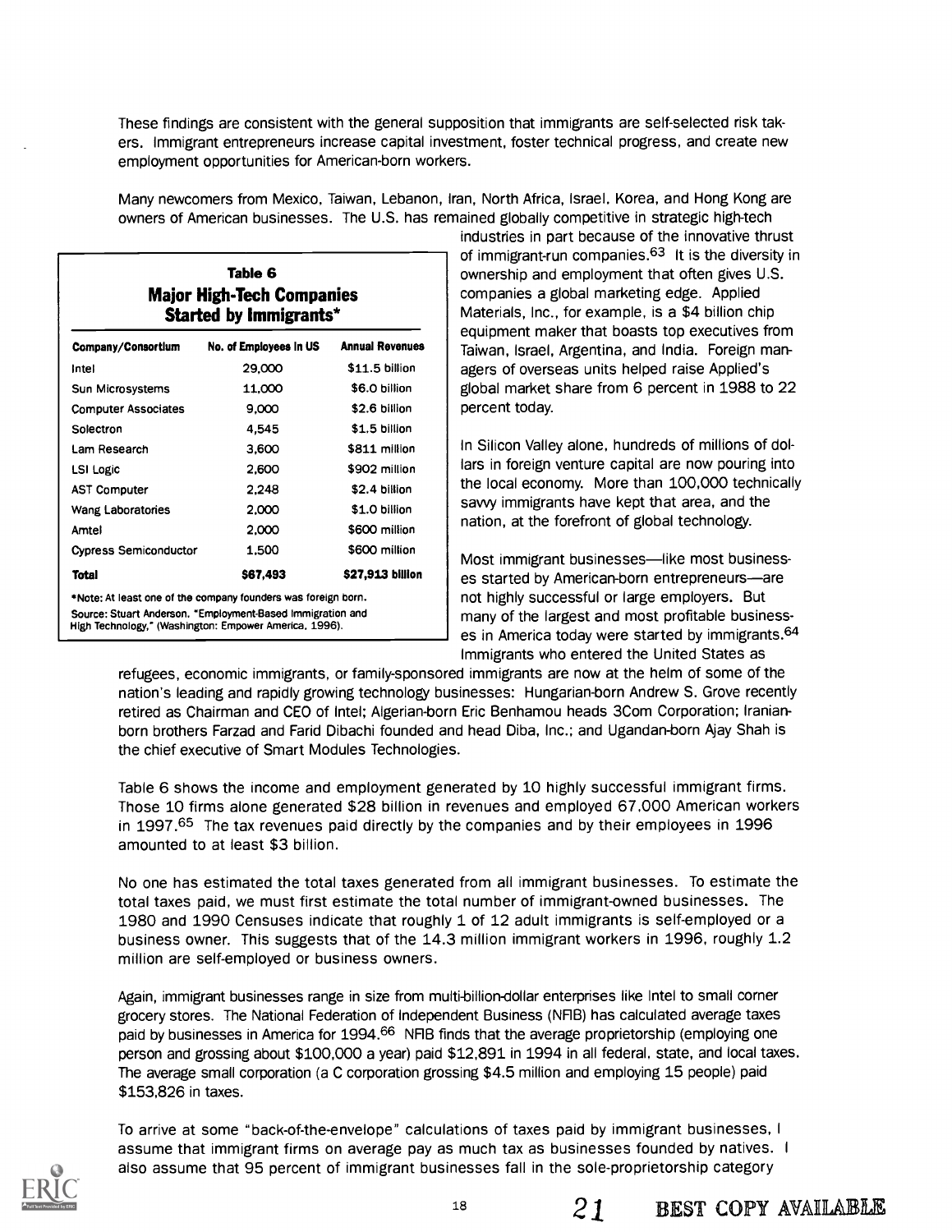These findings are consistent with the general supposition that immigrants are self-selected risk takers. Immigrant entrepreneurs increase capital investment, foster technical progress, and create new employment opportunities for American-born workers.

Many newcomers from Mexico, Taiwan, Lebanon, Iran, North Africa, Israel, Korea, and Hong Kong are owners of American businesses. The U.S. has remained globally competitive in strategic high-tech industries in part because of the innovative thrust of immigrant-run companies.[63] It is the diversity in ownership and employment that often gives U.S. companies a global marketing edge. Applied Materials, Inc., for example, is a $4 billion chip equipment maker that boasts top executives from Taiwan, Israel, Argentina, and India. Foreign managers of overseas units helped raise Applied's global market share from 6 percent in 1988 to 22 percent today.

**Table 6**
**Major High-Tech Companies Started by Immigrants***

| Company/Consortium | No. of Employees in US | Annual Revenues |
|---|---|---|
| Intel | 29,000 | $11.5 billion |
| Sun Microsystems | 11,000 | $6.0 billion |
| Computer Associates | 9,000 | $2.6 billion |
| Solectron | 4,545 | $1.5 billion |
| Lam Research | 3,600 | $811 million |
| LSI Logic | 2,600 | $902 million |
| AST Computer | 2,248 | $2.4 billion |
| Wang Laboratories | 2,000 | $1.0 billion |
| Amtel | 2,000 | $600 million |
| Cypress Semiconductor | 1,500 | $600 million |
| **Total** | **$67,493** | **$27,913 billion** |

*Note: At least one of the company founders was foreign born.

Source: Stuart Anderson, "Employment-Based Immigration and High Technology," (Washington: Empower America, 1996).

In Silicon Valley alone, hundreds of millions of dollars in foreign venture capital are now pouring into the local economy. More than 100,000 technically savvy immigrants have kept that area, and the nation, at the forefront of global technology.

Most immigrant businesses—like most businesses started by American-born entrepreneurs—are not highly successful or large employers. But many of the largest and most profitable businesses in America today were started by immigrants.[64] Immigrants who entered the United States as refugees, economic immigrants, or family-sponsored immigrants are now at the helm of some of the nation's leading and rapidly growing technology businesses: Hungarian-born Andrew S. Grove recently retired as Chairman and CEO of Intel; Algerian-born Eric Benhamou heads 3Com Corporation; Iranian-born brothers Farzad and Farid Dibachi founded and head Diba, Inc.; and Ugandan-born Ajay Shah is the chief executive of Smart Modules Technologies.

Table 6 shows the income and employment generated by 10 highly successful immigrant firms. Those 10 firms alone generated $28 billion in revenues and employed 67,000 American workers in 1997.[65] The tax revenues paid directly by the companies and by their employees in 1996 amounted to at least $3 billion.

No one has estimated the total taxes generated from all immigrant businesses. To estimate the total taxes paid, we must first estimate the total number of immigrant-owned businesses. The 1980 and 1990 Censuses indicate that roughly 1 of 12 adult immigrants is self-employed or a business owner. This suggests that of the 14.3 million immigrant workers in 1996, roughly 1.2 million are self-employed or business owners.

Again, immigrant businesses range in size from multi-billion-dollar enterprises like Intel to small corner grocery stores. The National Federation of Independent Business (NFIB) has calculated average taxes paid by businesses in America for 1994.[66] NFIB finds that the average proprietorship (employing one person and grossing about $100,000 a year) paid $12,891 in 1994 in all federal, state, and local taxes. The average small corporation (a C corporation grossing $4.5 million and employing 15 people) paid $153,826 in taxes.

To arrive at some "back-of-the-envelope" calculations of taxes paid by immigrant businesses, I assume that immigrant firms on average pay as much tax as businesses founded by natives. I also assume that 95 percent of immigrant businesses fall in the sole-proprietorship category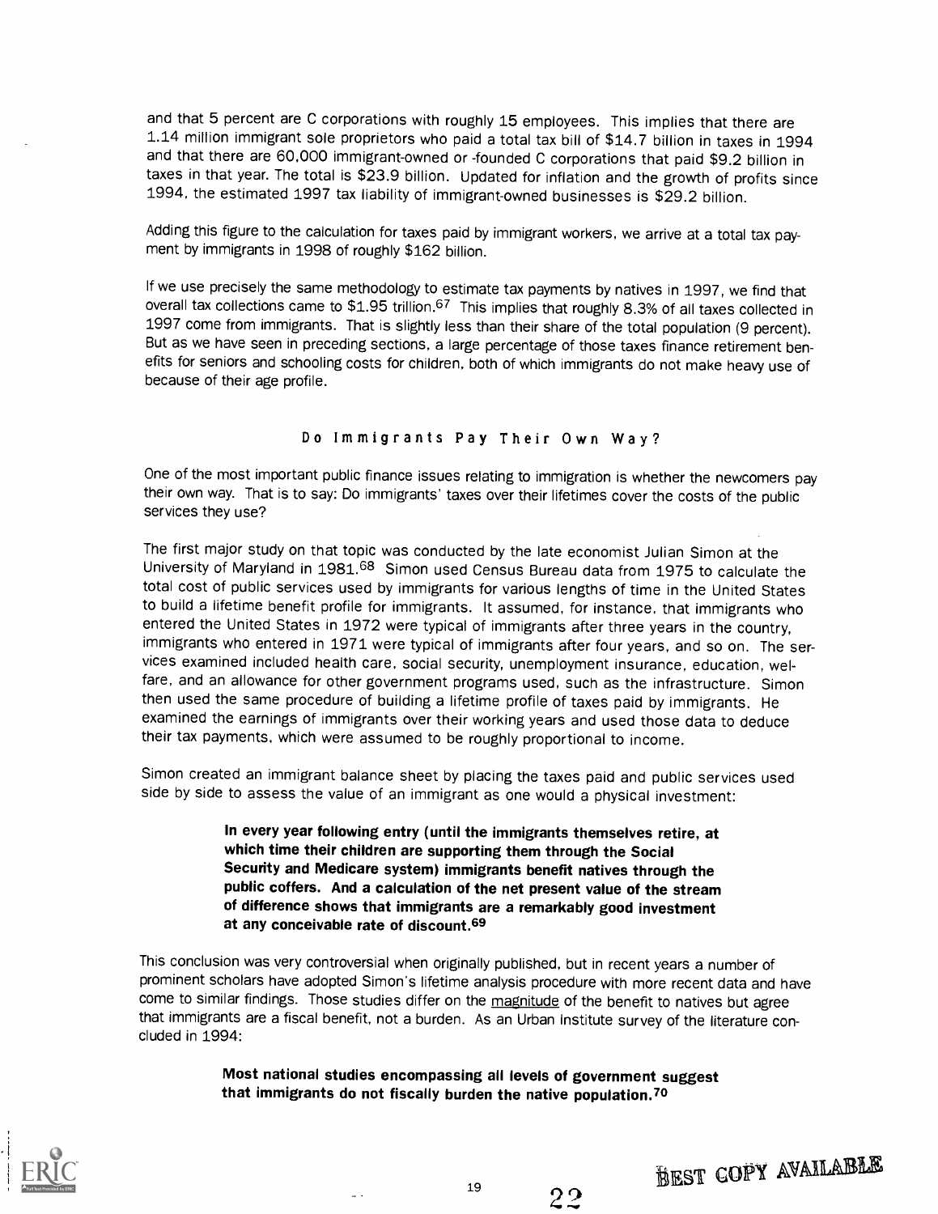and that 5 percent are C corporations with roughly 15 employees. This implies that there are 1.14 million immigrant sole proprietors who paid a total tax bill of $14.7 billion in taxes in 1994 and that there are 60,000 immigrant-owned or -founded C corporations that paid $9.2 billion in taxes in that year. The total is $23.9 billion. Updated for inflation and the growth of profits since 1994, the estimated 1997 tax liability of immigrant-owned businesses is $29.2 billion.

Adding this figure to the calculation for taxes paid by immigrant workers, we arrive at a total tax payment by immigrants in 1998 of roughly $162 billion.

If we use precisely the same methodology to estimate tax payments by natives in 1997, we find that overall tax collections came to $1.95 trillion.[67] This implies that roughly 8.3% of all taxes collected in 1997 come from immigrants. That is slightly less than their share of the total population (9 percent). But as we have seen in preceding sections, a large percentage of those taxes finance retirement benefits for seniors and schooling costs for children, both of which immigrants do not make heavy use of because of their age profile.

### Do Immigrants Pay Their Own Way?

One of the most important public finance issues relating to immigration is whether the newcomers pay their own way. That is to say: Do immigrants' taxes over their lifetimes cover the costs of the public services they use?

The first major study on that topic was conducted by the late economist Julian Simon at the University of Maryland in 1981.[68] Simon used Census Bureau data from 1975 to calculate the total cost of public services used by immigrants for various lengths of time in the United States to build a lifetime benefit profile for immigrants. It assumed, for instance, that immigrants who entered the United States in 1972 were typical of immigrants after three years in the country, immigrants who entered in 1971 were typical of immigrants after four years, and so on. The services examined included health care, social security, unemployment insurance, education, welfare, and an allowance for other government programs used, such as the infrastructure. Simon then used the same procedure of building a lifetime profile of taxes paid by immigrants. He examined the earnings of immigrants over their working years and used those data to deduce their tax payments, which were assumed to be roughly proportional to income.

Simon created an immigrant balance sheet by placing the taxes paid and public services used side by side to assess the value of an immigrant as one would a physical investment:

> **In every year following entry (until the immigrants themselves retire, at which time their children are supporting them through the Social Security and Medicare system) immigrants benefit natives through the public coffers. And a calculation of the net present value of the stream of difference shows that immigrants are a remarkably good investment at any conceivable rate of discount.[69]**

This conclusion was very controversial when originally published, but in recent years a number of prominent scholars have adopted Simon's lifetime analysis procedure with more recent data and have come to similar findings. Those studies differ on the magnitude of the benefit to natives but agree that immigrants are a fiscal benefit, not a burden. As an Urban Institute survey of the literature concluded in 1994:

> **Most national studies encompassing all levels of government suggest that immigrants do not fiscally burden the native population.[70]**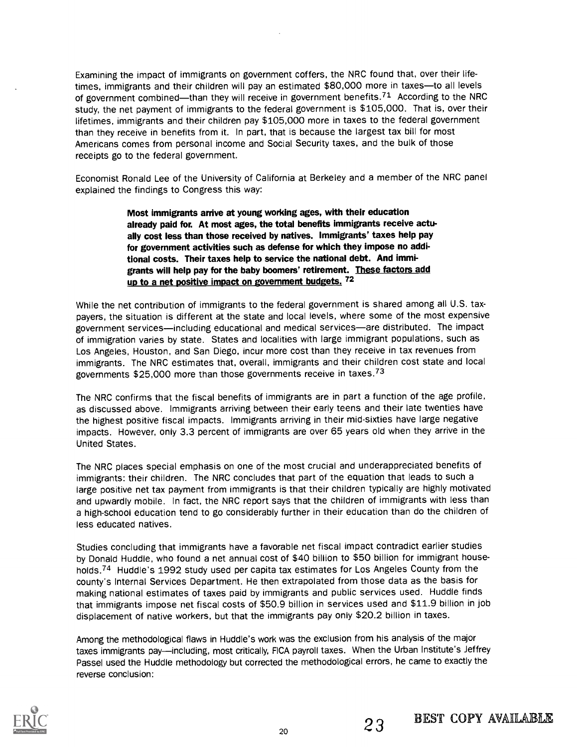Examining the impact of immigrants on government coffers, the NRC found that, over their lifetimes, immigrants and their children will pay an estimated $80,000 more in taxes—to all levels of government combined—than they will receive in government benefits.[71] According to the NRC study, the net payment of immigrants to the federal government is $105,000. That is, over their lifetimes, immigrants and their children pay $105,000 more in taxes to the federal government than they receive in benefits from it. In part, that is because the largest tax bill for most Americans comes from personal income and Social Security taxes, and the bulk of those receipts go to the federal government.

Economist Ronald Lee of the University of California at Berkeley and a member of the NRC panel explained the findings to Congress this way:

> **Most immigrants arrive at young working ages, with their education already paid for. At most ages, the total benefits immigrants receive actually cost less than those received by natives. Immigrants' taxes help pay for government activities such as defense for which they impose no additional costs. Their taxes help to service the national debt. And immigrants will help pay for the baby boomers' retirement. <u>These factors add up to a net positive impact on government budgets.</u>** [72]

While the net contribution of immigrants to the federal government is shared among all U.S. taxpayers, the situation is different at the state and local levels, where some of the most expensive government services—including educational and medical services—are distributed. The impact of immigration varies by state. States and localities with large immigrant populations, such as Los Angeles, Houston, and San Diego, incur more cost than they receive in tax revenues from immigrants. The NRC estimates that, overall, immigrants and their children cost state and local governments $25,000 more than those governments receive in taxes.[73]

The NRC confirms that the fiscal benefits of immigrants are in part a function of the age profile, as discussed above. Immigrants arriving between their early teens and their late twenties have the highest positive fiscal impacts. Immigrants arriving in their mid-sixties have large negative impacts. However, only 3.3 percent of immigrants are over 65 years old when they arrive in the United States.

The NRC places special emphasis on one of the most crucial and underappreciated benefits of immigrants: their children. The NRC concludes that part of the equation that leads to such a large positive net tax payment from immigrants is that their children typically are highly motivated and upwardly mobile. In fact, the NRC report says that the children of immigrants with less than a high-school education tend to go considerably further in their education than do the children of less educated natives.

Studies concluding that immigrants have a favorable net fiscal impact contradict earlier studies by Donald Huddle, who found a net annual cost of $40 billion to $50 billion for immigrant households.[74] Huddle's 1992 study used per capita tax estimates for Los Angeles County from the county's Internal Services Department. He then extrapolated from those data as the basis for making national estimates of taxes paid by immigrants and public services used. Huddle finds that immigrants impose net fiscal costs of $50.9 billion in services used and $11.9 billion in job displacement of native workers, but that the immigrants pay only $20.2 billion in taxes.

Among the methodological flaws in Huddle's work was the exclusion from his analysis of the major taxes immigrants pay—including, most critically, FICA payroll taxes. When the Urban Institute's Jeffrey Passel used the Huddle methodology but corrected the methodological errors, he came to exactly the reverse conclusion: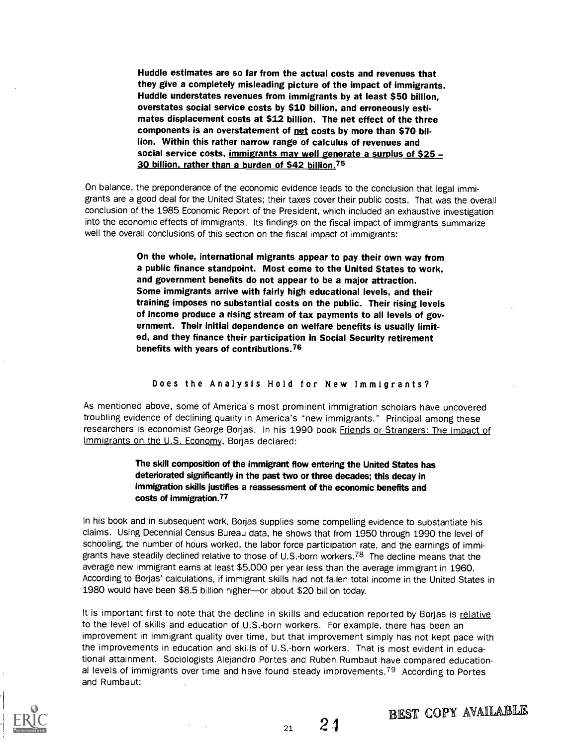> **Huddle estimates are so far from the actual costs and revenues that they give a completely misleading picture of the impact of immigrants. Huddle understates revenues from immigrants by at least $50 billion, overstates social service costs by $10 billion, and erroneously estimates displacement costs at $12 billion. The net effect of the three components is an overstatement of net costs by more than $70 billion. Within this rather narrow range of calculus of revenues and social service costs, immigrants may well generate a surplus of $25 – 30 billion, rather than a burden of $42 billion.**[75]

On balance, the preponderance of the economic evidence leads to the conclusion that legal immigrants are a good deal for the United States; their taxes cover their public costs. That was the overall conclusion of the 1985 Economic Report of the President, which included an exhaustive investigation into the economic effects of immigrants. Its findings on the fiscal impact of immigrants summarize well the overall conclusions of this section on the fiscal impact of immigrants:

> **On the whole, international migrants appear to pay their own way from a public finance standpoint. Most come to the United States to work, and government benefits do not appear to be a major attraction. Some immigrants arrive with fairly high educational levels, and their training imposes no substantial costs on the public. Their rising levels of income produce a rising stream of tax payments to all levels of government. Their initial dependence on welfare benefits is usually limited, and they finance their participation in Social Security retirement benefits with years of contributions.**[76]

### Does the Analysis Hold for New Immigrants?

As mentioned above, some of America's most prominent immigration scholars have uncovered troubling evidence of declining quality in America's "new immigrants." Principal among these researchers is economist George Borjas. In his 1990 book Friends or Strangers: The Impact of Immigrants on the U.S. Economy, Borjas declared:

> **The skill composition of the immigrant flow entering the United States has deteriorated significantly in the past two or three decades; this decay in immigration skills justifies a reassessment of the economic benefits and costs of immigration.**[77]

In his book and in subsequent work, Borjas supplies some compelling evidence to substantiate his claims. Using Decennial Census Bureau data, he shows that from 1950 through 1990 the level of schooling, the number of hours worked, the labor force participation rate, and the earnings of immigrants have steadily declined relative to those of U.S.-born workers.[78] The decline means that the average new immigrant earns at least $5,000 per year less than the average immigrant in 1960. According to Borjas' calculations, if immigrant skills had not fallen total income in the United States in 1980 would have been $8.5 billion higher—or about $20 billion today.

It is important first to note that the decline in skills and education reported by Borjas is relative to the level of skills and education of U.S.-born workers. For example, there has been an improvement in immigrant quality over time, but that improvement simply has not kept pace with the improvements in education and skills of U.S.-born workers. That is most evident in educational attainment. Sociologists Alejandro Portes and Ruben Rumbaut have compared educational levels of immigrants over time and have found steady improvements.[79] According to Portes and Rumbaut: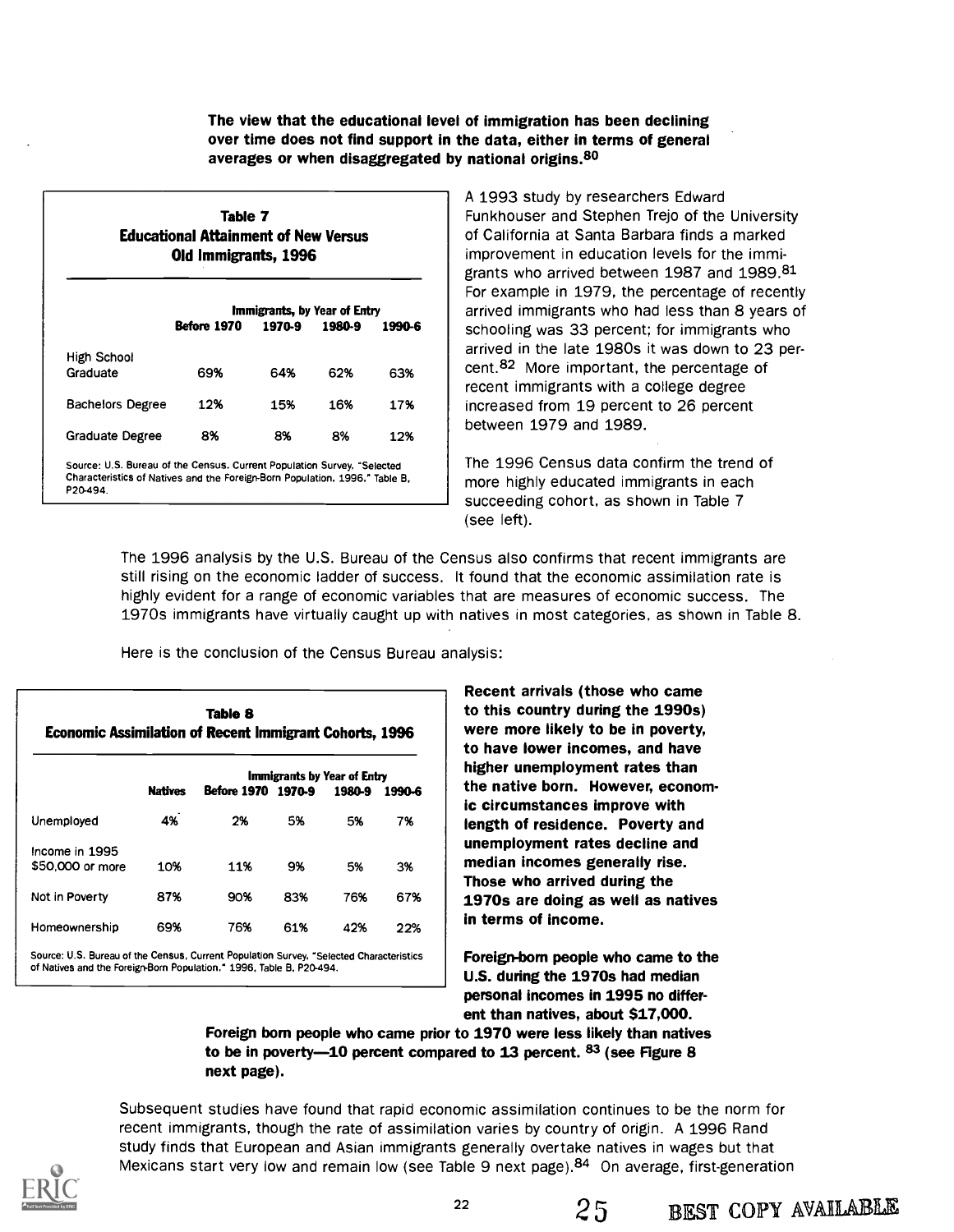**The view that the educational level of immigration has been declining over time does not find support in the data, either in terms of general averages or when disaggregated by national origins.**[80]

**Table 7**
**Educational Attainment of New Versus Old Immigrants, 1996**

| | Immigrants, by Year of Entry | | | |
|---|---|---|---|---|
| | Before 1970 | 1970-9 | 1980-9 | 1990-6 |
| High School Graduate | 69% | 64% | 62% | 63% |
| Bachelors Degree | 12% | 15% | 16% | 17% |
| Graduate Degree | 8% | 8% | 8% | 12% |

Source: U.S. Bureau of the Census, Current Population Survey, "Selected Characteristics of Natives and the Foreign-Born Population, 1996," Table B, P20-494.

A 1993 study by researchers Edward Funkhouser and Stephen Trejo of the University of California at Santa Barbara finds a marked improvement in education levels for the immigrants who arrived between 1987 and 1989.[81] For example in 1979, the percentage of recently arrived immigrants who had less than 8 years of schooling was 33 percent; for immigrants who arrived in the late 1980s it was down to 23 percent.[82] More important, the percentage of recent immigrants with a college degree increased from 19 percent to 26 percent between 1979 and 1989.

The 1996 Census data confirm the trend of more highly educated immigrants in each succeeding cohort, as shown in Table 7 (see left).

The 1996 analysis by the U.S. Bureau of the Census also confirms that recent immigrants are still rising on the economic ladder of success. It found that the economic assimilation rate is highly evident for a range of economic variables that are measures of economic success. The 1970s immigrants have virtually caught up with natives in most categories, as shown in Table 8.

Here is the conclusion of the Census Bureau analysis:

**Table 8**
**Economic Assimilation of Recent Immigrant Cohorts, 1996**

| | | Immigrants by Year of Entry | | | |
|---|---|---|---|---|---|
| | Natives | Before 1970 | 1970-9 | 1980-9 | 1990-6 |
| Unemployed | 4% | 2% | 5% | 5% | 7% |
| Income in 1995 $50,000 or more | 10% | 11% | 9% | 5% | 3% |
| Not in Poverty | 87% | 90% | 83% | 76% | 67% |
| Homeownership | 69% | 76% | 61% | 42% | 22% |

Source: U.S. Bureau of the Census, Current Population Survey, "Selected Characteristics of Natives and the Foreign-Born Population," 1996, Table B, P20-494.

**Recent arrivals (those who came to this country during the 1990s) were more likely to be in poverty, to have lower incomes, and have higher unemployment rates than the native born. However, economic circumstances improve with length of residence. Poverty and unemployment rates decline and median incomes generally rise. Those who arrived during the 1970s are doing as well as natives in terms of income.**

**Foreign-born people who came to the U.S. during the 1970s had median personal incomes in 1995 no different than natives, about $17,000. Foreign born people who came prior to 1970 were less likely than natives to be in poverty—10 percent compared to 13 percent.** [83] **(see Figure 8 next page).**

Subsequent studies have found that rapid economic assimilation continues to be the norm for recent immigrants, though the rate of assimilation varies by country of origin. A 1996 Rand study finds that European and Asian immigrants generally overtake natives in wages but that Mexicans start very low and remain low (see Table 9 next page).[84] On average, first-generation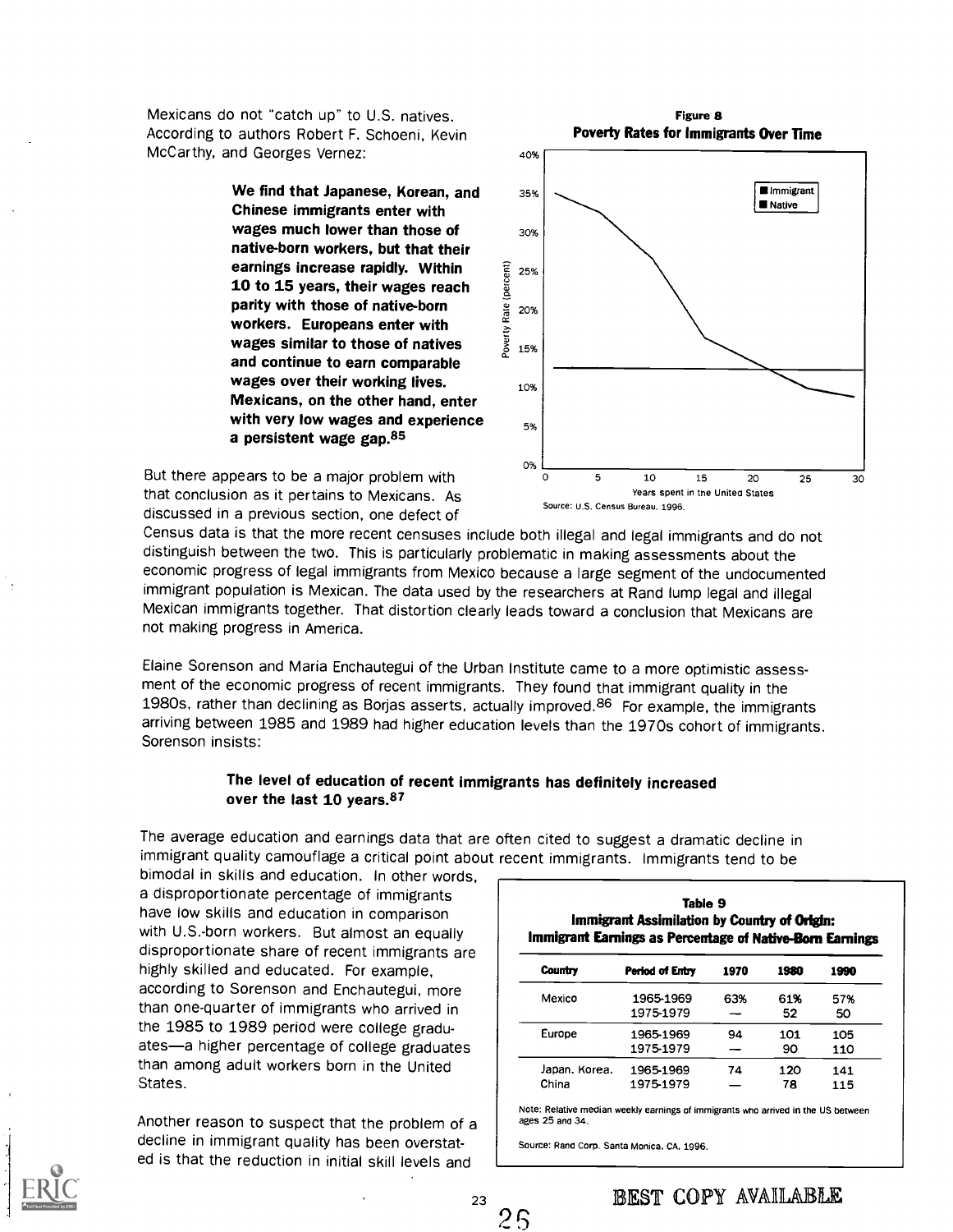Mexicans do not "catch up" to U.S. natives. According to authors Robert F. Schoeni, Kevin McCarthy, and Georges Vernez:

> **We find that Japanese, Korean, and Chinese immigrants enter with wages much lower than those of native-born workers, but that their earnings increase rapidly. Within 10 to 15 years, their wages reach parity with those of native-born workers. Europeans enter with wages similar to those of natives and continue to earn comparable wages over their working lives. Mexicans, on the other hand, enter with very low wages and experience a persistent wage gap.**[85]

**Figure 8**
**Poverty Rates for Immigrants Over Time**

Source: U.S. Census Bureau. 1996.

But there appears to be a major problem with that conclusion as it pertains to Mexicans. As discussed in a previous section, one defect of Census data is that the more recent censuses include both illegal and legal immigrants and do not distinguish between the two. This is particularly problematic in making assessments about the economic progress of legal immigrants from Mexico because a large segment of the undocumented immigrant population is Mexican. The data used by the researchers at Rand lump legal and illegal Mexican immigrants together. That distortion clearly leads toward a conclusion that Mexicans are not making progress in America.

Elaine Sorenson and Maria Enchautegui of the Urban Institute came to a more optimistic assessment of the economic progress of recent immigrants. They found that immigrant quality in the 1980s, rather than declining as Borjas asserts, actually improved.[86] For example, the immigrants arriving between 1985 and 1989 had higher education levels than the 1970s cohort of immigrants. Sorenson insists:

> **The level of education of recent immigrants has definitely increased over the last 10 years.**[87]

The average education and earnings data that are often cited to suggest a dramatic decline in immigrant quality camouflage a critical point about recent immigrants. Immigrants tend to be bimodal in skills and education. In other words, a disproportionate percentage of immigrants have low skills and education in comparison with U.S.-born workers. But almost an equally disproportionate share of recent immigrants are highly skilled and educated. For example, according to Sorenson and Enchautegui, more than one-quarter of immigrants who arrived in the 1985 to 1989 period were college graduates—a higher percentage of college graduates than among adult workers born in the United States.

**Table 9**
**Immigrant Assimilation by Country of Origin: Immigrant Earnings as Percentage of Native-Born Earnings**

| Country | Period of Entry | 1970 | 1980 | 1990 |
|---|---|---|---|---|
| Mexico | 1965-1969 | 63% | 61% | 57% |
| | 1975-1979 | — | 52 | 50 |
| Europe | 1965-1969 | 94 | 101 | 105 |
| | 1975-1979 | — | 90 | 110 |
| Japan. Korea. | 1965-1969 | 74 | 120 | 141 |
| China | 1975-1979 | — | 78 | 115 |

Note: Relative median weekly earnings of immigrants who arrived in the US between ages 25 and 34.

Source: Rand Corp. Santa Monica, CA. 1996.

Another reason to suspect that the problem of a decline in immigrant quality has been overstated is that the reduction in initial skill levels and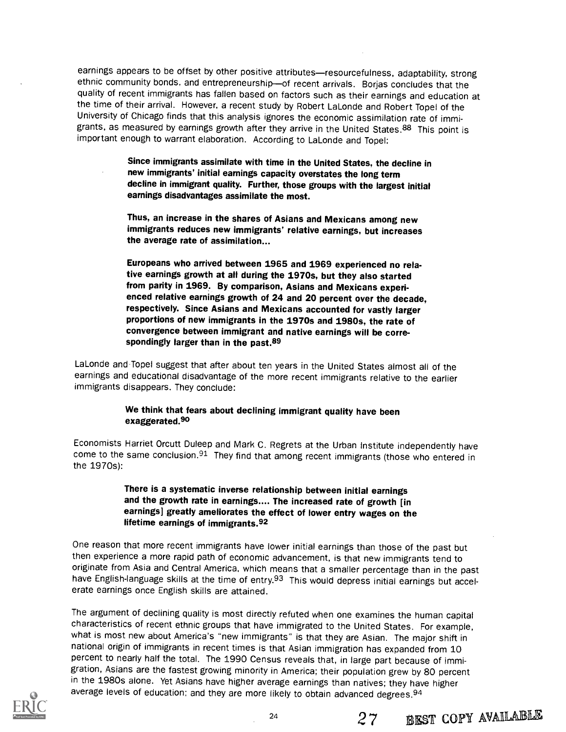earnings appears to be offset by other positive attributes—resourcefulness, adaptability, strong ethnic community bonds, and entrepreneurship—of recent arrivals. Borjas concludes that the quality of recent immigrants has fallen based on factors such as their earnings and education at the time of their arrival. However, a recent study by Robert LaLonde and Robert Topel of the University of Chicago finds that this analysis ignores the economic assimilation rate of immigrants, as measured by earnings growth after they arrive in the United States.[88] This point is important enough to warrant elaboration. According to LaLonde and Topel:

> **Since immigrants assimilate with time in the United States, the decline in new immigrants' initial earnings capacity overstates the long term decline in immigrant quality. Further, those groups with the largest initial earnings disadvantages assimilate the most.**
>
> **Thus, an increase in the shares of Asians and Mexicans among new immigrants reduces new immigrants' relative earnings, but increases the average rate of assimilation...**
>
> **Europeans who arrived between 1965 and 1969 experienced no relative earnings growth at all during the 1970s, but they also started from parity in 1969. By comparison, Asians and Mexicans experienced relative earnings growth of 24 and 20 percent over the decade, respectively. Since Asians and Mexicans accounted for vastly larger proportions of new immigrants in the 1970s and 1980s, the rate of convergence between immigrant and native earnings will be correspondingly larger than in the past.[89]**

LaLonde and Topel suggest that after about ten years in the United States almost all of the earnings and educational disadvantage of the more recent immigrants relative to the earlier immigrants disappears. They conclude:

> **We think that fears about declining immigrant quality have been exaggerated.[90]**

Economists Harriet Orcutt Duleep and Mark C. Regrets at the Urban Institute independently have come to the same conclusion.[91] They find that among recent immigrants (those who entered in the 1970s):

> **There is a systematic inverse relationship between initial earnings and the growth rate in earnings.... The increased rate of growth [in earnings] greatly ameliorates the effect of lower entry wages on the lifetime earnings of immigrants.[92]**

One reason that more recent immigrants have lower initial earnings than those of the past but then experience a more rapid path of economic advancement, is that new immigrants tend to originate from Asia and Central America, which means that a smaller percentage than in the past have English-language skills at the time of entry.[93] This would depress initial earnings but accelerate earnings once English skills are attained.

The argument of declining quality is most directly refuted when one examines the human capital characteristics of recent ethnic groups that have immigrated to the United States. For example, what is most new about America's "new immigrants" is that they are Asian. The major shift in national origin of immigrants in recent times is that Asian immigration has expanded from 10 percent to nearly half the total. The 1990 Census reveals that, in large part because of immigration, Asians are the fastest growing minority in America; their population grew by 80 percent in the 1980s alone. Yet Asians have higher average earnings than natives; they have higher average levels of education; and they are more likely to obtain advanced degrees.[94]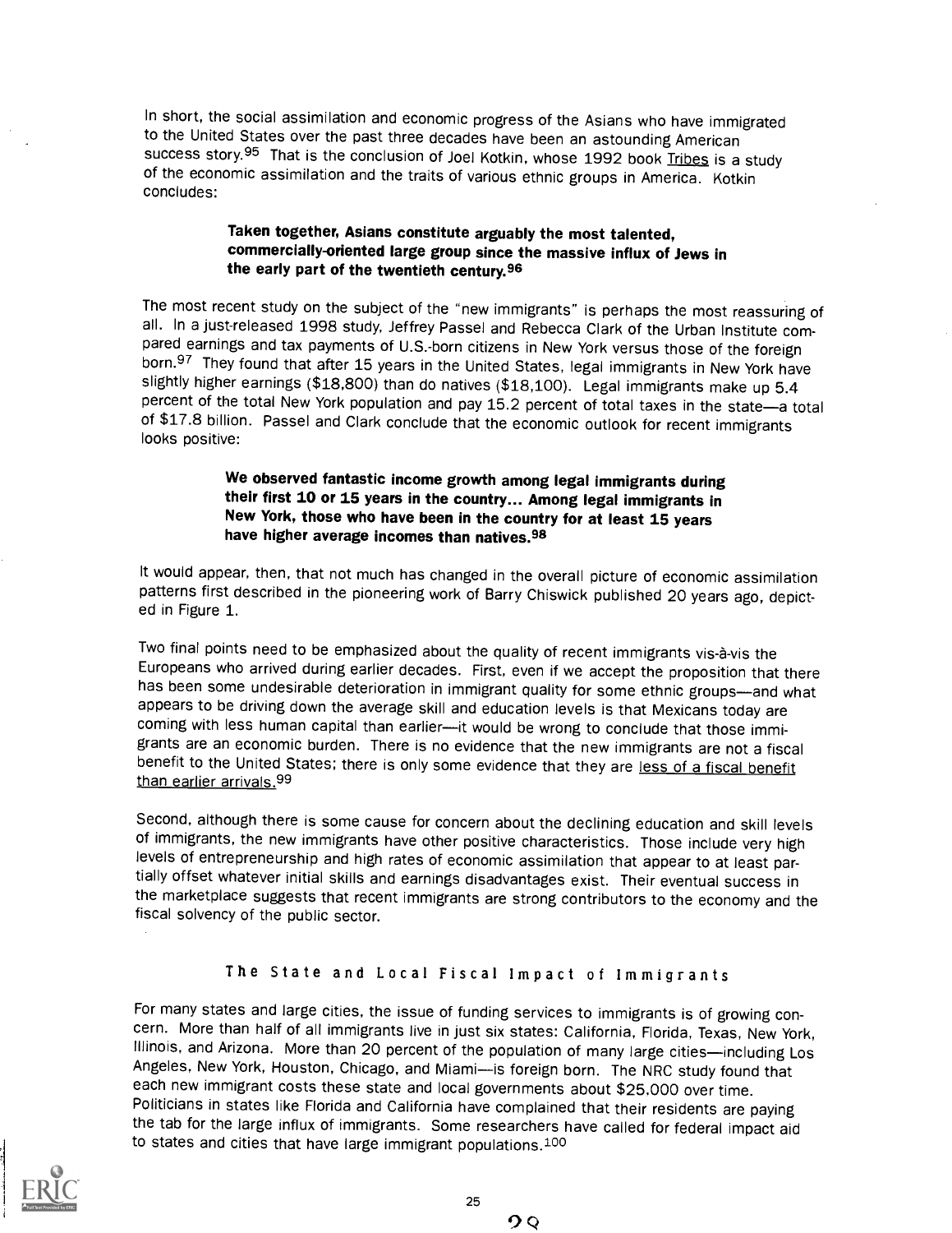In short, the social assimilation and economic progress of the Asians who have immigrated to the United States over the past three decades have been an astounding American success story.[95] That is the conclusion of Joel Kotkin, whose 1992 book Tribes is a study of the economic assimilation and the traits of various ethnic groups in America. Kotkin concludes:

> **Taken together, Asians constitute arguably the most talented, commercially-oriented large group since the massive influx of Jews in the early part of the twentieth century.[96]**

The most recent study on the subject of the "new immigrants" is perhaps the most reassuring of all. In a just-released 1998 study, Jeffrey Passel and Rebecca Clark of the Urban Institute compared earnings and tax payments of U.S.-born citizens in New York versus those of the foreign born.[97] They found that after 15 years in the United States, legal immigrants in New York have slightly higher earnings ($18,800) than do natives ($18,100). Legal immigrants make up 5.4 percent of the total New York population and pay 15.2 percent of total taxes in the state—a total of $17.8 billion. Passel and Clark conclude that the economic outlook for recent immigrants looks positive:

> **We observed fantastic income growth among legal immigrants during their first 10 or 15 years in the country... Among legal immigrants in New York, those who have been in the country for at least 15 years have higher average incomes than natives.[98]**

It would appear, then, that not much has changed in the overall picture of economic assimilation patterns first described in the pioneering work of Barry Chiswick published 20 years ago, depicted in Figure 1.

Two final points need to be emphasized about the quality of recent immigrants vis-à-vis the Europeans who arrived during earlier decades. First, even if we accept the proposition that there has been some undesirable deterioration in immigrant quality for some ethnic groups—and what appears to be driving down the average skill and education levels is that Mexicans today are coming with less human capital than earlier—it would be wrong to conclude that those immigrants are an economic burden. There is no evidence that the new immigrants are not a fiscal benefit to the United States; there is only some evidence that they are less of a fiscal benefit than earlier arrivals.[99]

Second, although there is some cause for concern about the declining education and skill levels of immigrants, the new immigrants have other positive characteristics. Those include very high levels of entrepreneurship and high rates of economic assimilation that appear to at least partially offset whatever initial skills and earnings disadvantages exist. Their eventual success in the marketplace suggests that recent immigrants are strong contributors to the economy and the fiscal solvency of the public sector.

## The State and Local Fiscal Impact of Immigrants

For many states and large cities, the issue of funding services to immigrants is of growing concern. More than half of all immigrants live in just six states: California, Florida, Texas, New York, Illinois, and Arizona. More than 20 percent of the population of many large cities—including Los Angeles, New York, Houston, Chicago, and Miami—is foreign born. The NRC study found that each new immigrant costs these state and local governments about $25,000 over time. Politicians in states like Florida and California have complained that their residents are paying the tab for the large influx of immigrants. Some researchers have called for federal impact aid to states and cities that have large immigrant populations.[100]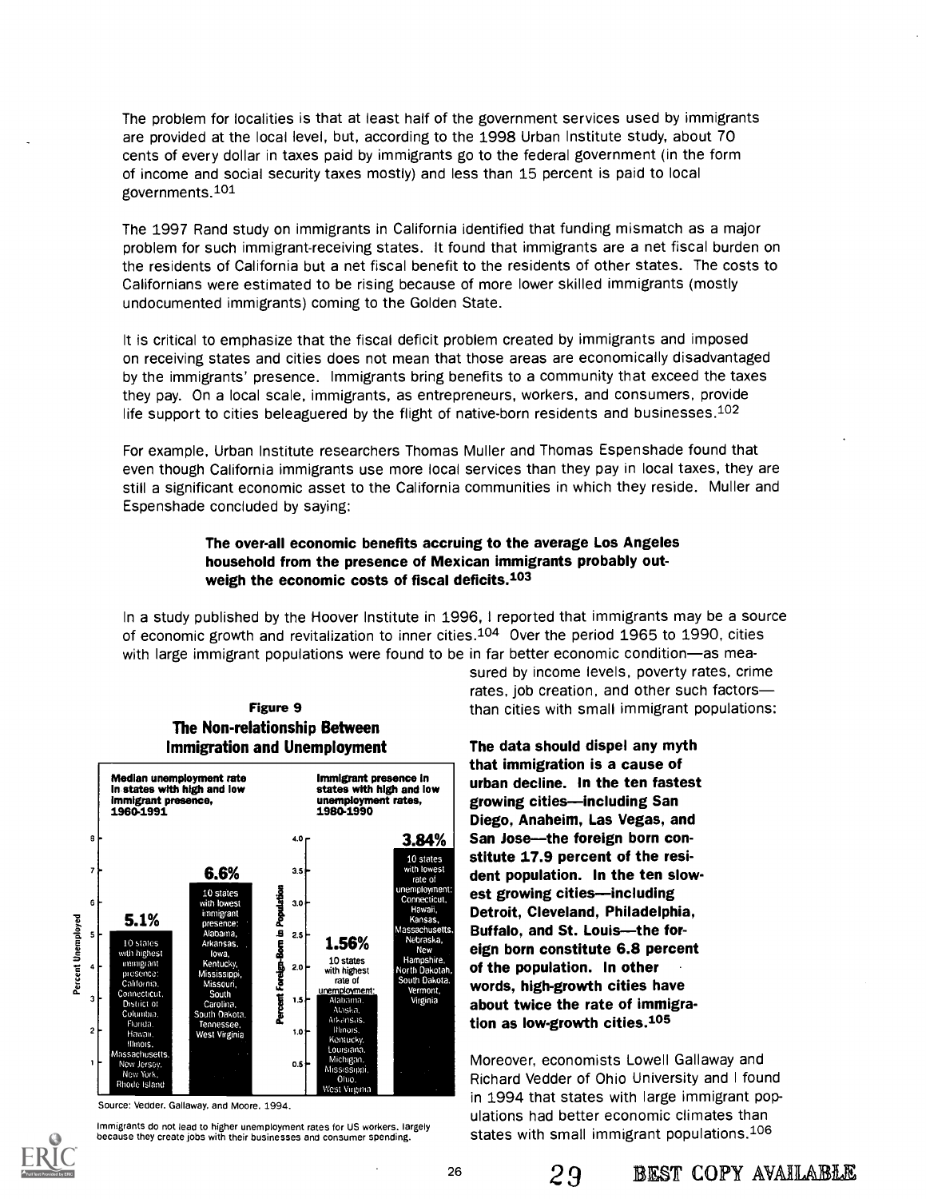The problem for localities is that at least half of the government services used by immigrants are provided at the local level, but, according to the 1998 Urban Institute study, about 70 cents of every dollar in taxes paid by immigrants go to the federal government (in the form of income and social security taxes mostly) and less than 15 percent is paid to local governments.[101]

The 1997 Rand study on immigrants in California identified that funding mismatch as a major problem for such immigrant-receiving states. It found that immigrants are a net fiscal burden on the residents of California but a net fiscal benefit to the residents of other states. The costs to Californians were estimated to be rising because of more lower skilled immigrants (mostly undocumented immigrants) coming to the Golden State.

It is critical to emphasize that the fiscal deficit problem created by immigrants and imposed on receiving states and cities does not mean that those areas are economically disadvantaged by the immigrants' presence. Immigrants bring benefits to a community that exceed the taxes they pay. On a local scale, immigrants, as entrepreneurs, workers, and consumers, provide life support to cities beleaguered by the flight of native-born residents and businesses.[102]

For example, Urban Institute researchers Thomas Muller and Thomas Espenshade found that even though California immigrants use more local services than they pay in local taxes, they are still a significant economic asset to the California communities in which they reside. Muller and Espenshade concluded by saying:

> **The over-all economic benefits accruing to the average Los Angeles household from the presence of Mexican immigrants probably outweigh the economic costs of fiscal deficits.[103]**

In a study published by the Hoover Institute in 1996, I reported that immigrants may be a source of economic growth and revitalization to inner cities.[104] Over the period 1965 to 1990, cities with large immigrant populations were found to be in far better economic condition—as measured by income levels, poverty rates, crime rates, job creation, and other such factors—than cities with small immigrant populations:

> **The data should dispel any myth that immigration is a cause of urban decline. In the ten fastest growing cities—including San Diego, Anaheim, Las Vegas, and San Jose—the foreign born constitute 17.9 percent of the resident population. In the ten slowest growing cities—including Detroit, Cleveland, Philadelphia, Buffalo, and St. Louis—the foreign born constitute 6.8 percent of the population. In other words, high-growth cities have about twice the rate of immigration as low-growth cities.[105]**

Moreover, economists Lowell Gallaway and Richard Vedder of Ohio University and I found in 1994 that states with large immigrant populations had better economic climates than states with small immigrant populations.[106]

**Figure 9**
**The Non-relationship Between Immigration and Unemployment**

**Median unemployment rate in states with high and low immigrant presence, 1960-1991** (Percent Unemployed)

| Group | Rate |
|---|---|
| 10 states with highest immigrant presence: California, Connecticut, District of Columbia, Florida, Hawaii, Illinois, Massachusetts, New Jersey, New York, Rhode Island | 5.1% |
| 10 states with lowest immigrant presence: Alabama, Arkansas, Iowa, Kentucky, Mississippi, Missouri, South Carolina, South Dakota, Tennessee, West Virginia | 6.6% |

**Immigrant presence in states with high and low unemployment rates, 1980-1990** (Percent Foreign-Born in Population)

| Group | Rate |
|---|---|
| 10 states with highest rate of unemployment: Alabama, Alaska, Arkansas, Illinois, Kentucky, Louisiana, Michigan, Mississippi, Ohio, West Virginia | 1.56% |
| 10 states with lowest rate of unemployment: Connecticut, Hawaii, Kansas, Massachusetts, Nebraska, New Hampshire, North Dakota, South Dakota, Vermont, Virginia | 3.84% |

Source: Vedder, Gallaway, and Moore, 1994.

Immigrants do not lead to higher unemployment rates for US workers, largely because they create jobs with their businesses and consumer spending.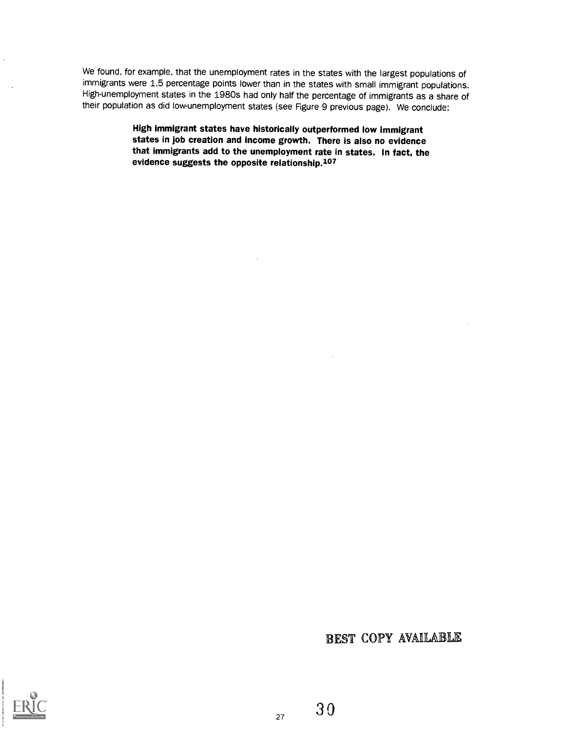We found, for example, that the unemployment rates in the states with the largest populations of immigrants were 1.5 percentage points lower than in the states with small immigrant populations. High-unemployment states in the 1980s had only half the percentage of immigrants as a share of their population as did low-unemployment states (see Figure 9 previous page). We conclude:

> **High immigrant states have historically outperformed low immigrant states in job creation and income growth. There is also no evidence that immigrants add to the unemployment rate in states. In fact, the evidence suggests the opposite relationship.[107]**

BEST COPY AVAILABLE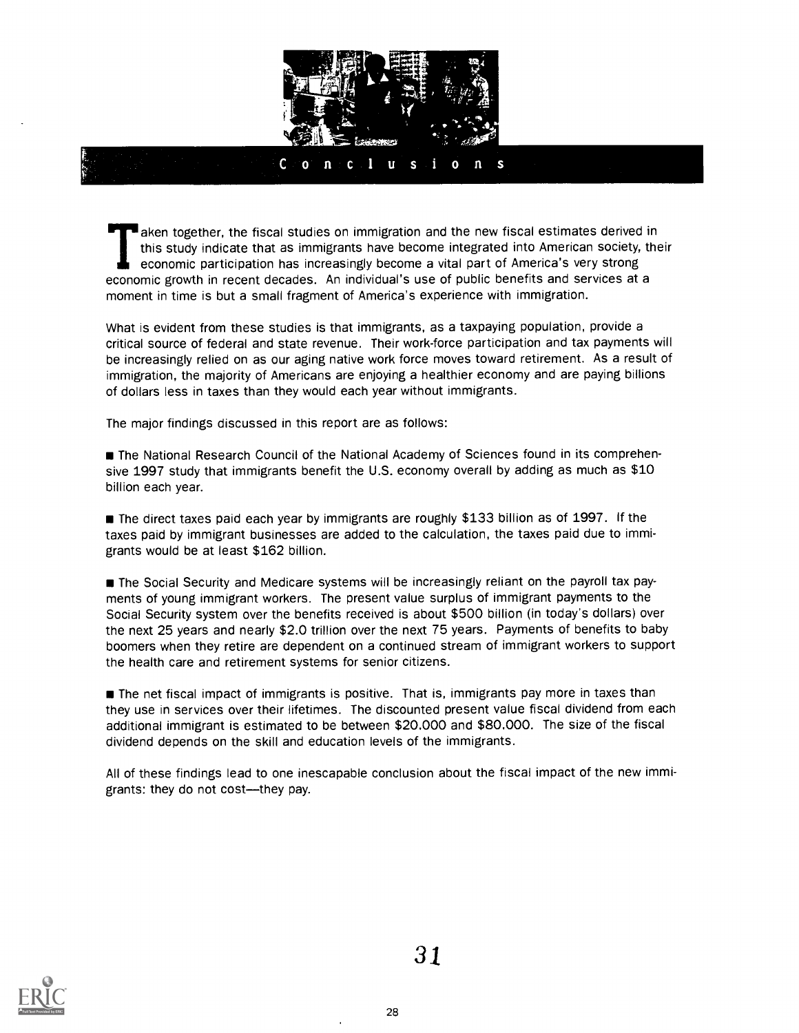# Conclusions

Taken together, the fiscal studies on immigration and the new fiscal estimates derived in this study indicate that as immigrants have become integrated into American society, their economic participation has increasingly become a vital part of America's very strong economic growth in recent decades. An individual's use of public benefits and services at a moment in time is but a small fragment of America's experience with immigration.

What is evident from these studies is that immigrants, as a taxpaying population, provide a critical source of federal and state revenue. Their work-force participation and tax payments will be increasingly relied on as our aging native work force moves toward retirement. As a result of immigration, the majority of Americans are enjoying a healthier economy and are paying billions of dollars less in taxes than they would each year without immigrants.

The major findings discussed in this report are as follows:

- The National Research Council of the National Academy of Sciences found in its comprehensive 1997 study that immigrants benefit the U.S. economy overall by adding as much as $10 billion each year.

- The direct taxes paid each year by immigrants are roughly $133 billion as of 1997. If the taxes paid by immigrant businesses are added to the calculation, the taxes paid due to immigrants would be at least $162 billion.

- The Social Security and Medicare systems will be increasingly reliant on the payroll tax payments of young immigrant workers. The present value surplus of immigrant payments to the Social Security system over the benefits received is about $500 billion (in today's dollars) over the next 25 years and nearly $2.0 trillion over the next 75 years. Payments of benefits to baby boomers when they retire are dependent on a continued stream of immigrant workers to support the health care and retirement systems for senior citizens.

- The net fiscal impact of immigrants is positive. That is, immigrants pay more in taxes than they use in services over their lifetimes. The discounted present value fiscal dividend from each additional immigrant is estimated to be between $20,000 and $80,000. The size of the fiscal dividend depends on the skill and education levels of the immigrants.

All of these findings lead to one inescapable conclusion about the fiscal impact of the new immigrants: they do not cost—they pay.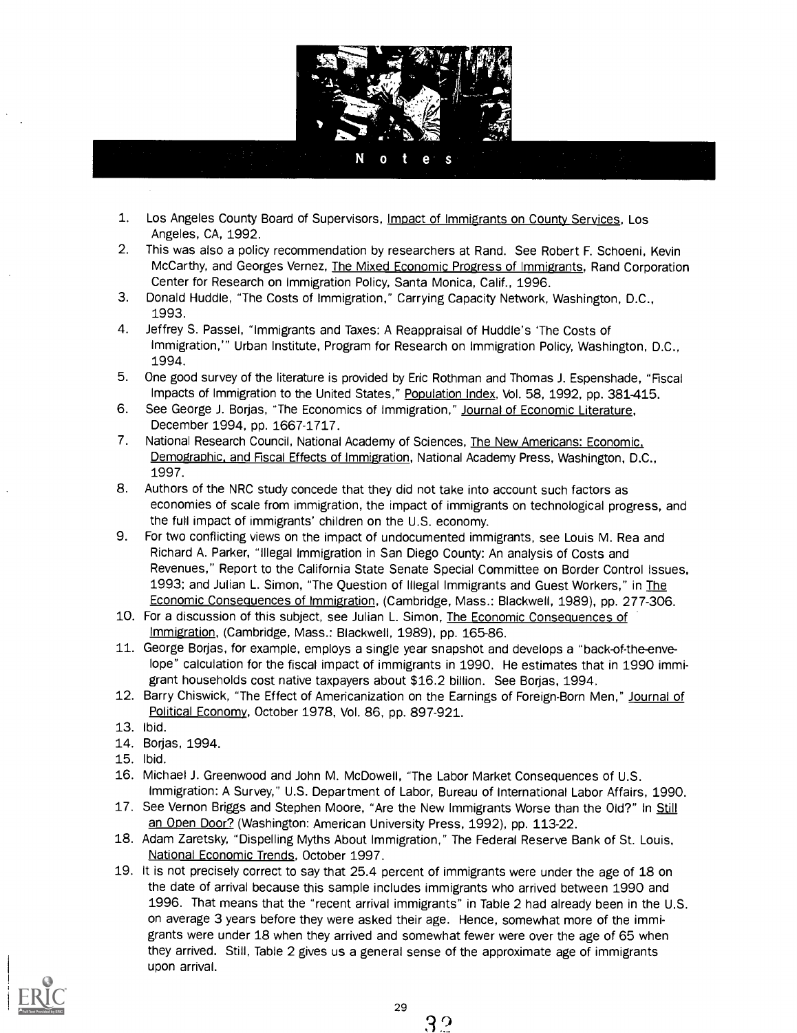# Notes

1. Los Angeles County Board of Supervisors, Impact of Immigrants on County Services, Los Angeles, CA, 1992.
2. This was also a policy recommendation by researchers at Rand. See Robert F. Schoeni, Kevin McCarthy, and Georges Vernez, The Mixed Economic Progress of Immigrants, Rand Corporation Center for Research on Immigration Policy, Santa Monica, Calif., 1996.
3. Donald Huddle, "The Costs of Immigration," Carrying Capacity Network, Washington, D.C., 1993.
4. Jeffrey S. Passel, "Immigrants and Taxes: A Reappraisal of Huddle's 'The Costs of Immigration,'" Urban Institute, Program for Research on Immigration Policy, Washington, D.C., 1994.
5. One good survey of the literature is provided by Eric Rothman and Thomas J. Espenshade, "Fiscal Impacts of Immigration to the United States," Population Index, Vol. 58, 1992, pp. 381-415.
6. See George J. Borjas, "The Economics of Immigration," Journal of Economic Literature, December 1994, pp. 1667-1717.
7. National Research Council, National Academy of Sciences, The New Americans: Economic, Demographic, and Fiscal Effects of Immigration, National Academy Press, Washington, D.C., 1997.
8. Authors of the NRC study concede that they did not take into account such factors as economies of scale from immigration, the impact of immigrants on technological progress, and the full impact of immigrants' children on the U.S. economy.
9. For two conflicting views on the impact of undocumented immigrants, see Louis M. Rea and Richard A. Parker, "Illegal Immigration in San Diego County: An analysis of Costs and Revenues," Report to the California State Senate Special Committee on Border Control Issues, 1993; and Julian L. Simon, "The Question of Illegal Immigrants and Guest Workers," in The Economic Consequences of Immigration, (Cambridge, Mass.: Blackwell, 1989), pp. 277-306.
10. For a discussion of this subject, see Julian L. Simon, The Economic Consequences of Immigration, (Cambridge, Mass.: Blackwell, 1989), pp. 165-86.
11. George Borjas, for example, employs a single year snapshot and develops a "back-of-the-envelope" calculation for the fiscal impact of immigrants in 1990. He estimates that in 1990 immigrant households cost native taxpayers about $16.2 billion. See Borjas, 1994.
12. Barry Chiswick, "The Effect of Americanization on the Earnings of Foreign-Born Men," Journal of Political Economy, October 1978, Vol. 86, pp. 897-921.
13. Ibid.
14. Borjas, 1994.
15. Ibid.
16. Michael J. Greenwood and John M. McDowell, "The Labor Market Consequences of U.S. Immigration: A Survey," U.S. Department of Labor, Bureau of International Labor Affairs, 1990.
17. See Vernon Briggs and Stephen Moore, "Are the New Immigrants Worse than the Old?" In Still an Open Door? (Washington: American University Press, 1992), pp. 113-22.
18. Adam Zaretsky, "Dispelling Myths About Immigration," The Federal Reserve Bank of St. Louis, National Economic Trends, October 1997.
19. It is not precisely correct to say that 25.4 percent of immigrants were under the age of 18 on the date of arrival because this sample includes immigrants who arrived between 1990 and 1996. That means that the "recent arrival immigrants" in Table 2 had already been in the U.S. on average 3 years before they were asked their age. Hence, somewhat more of the immigrants were under 18 when they arrived and somewhat fewer were over the age of 65 when they arrived. Still, Table 2 gives us a general sense of the approximate age of immigrants upon arrival.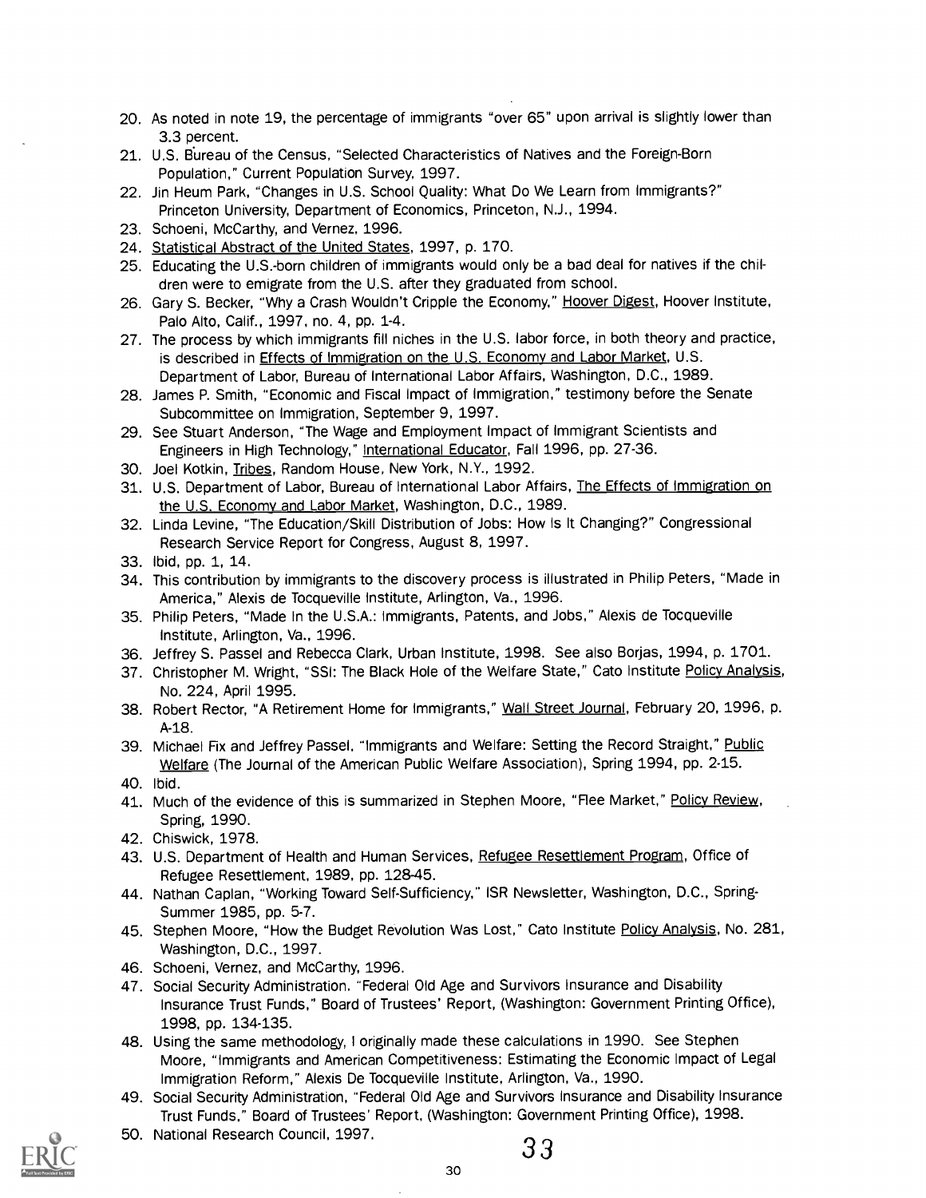20. As noted in note 19, the percentage of immigrants "over 65" upon arrival is slightly lower than 3.3 percent.
21. U.S. Bureau of the Census, "Selected Characteristics of Natives and the Foreign-Born Population," Current Population Survey, 1997.
22. Jin Heum Park, "Changes in U.S. School Quality: What Do We Learn from Immigrants?" Princeton University, Department of Economics, Princeton, N.J., 1994.
23. Schoeni, McCarthy, and Vernez, 1996.
24. Statistical Abstract of the United States, 1997, p. 170.
25. Educating the U.S.-born children of immigrants would only be a bad deal for natives if the children were to emigrate from the U.S. after they graduated from school.
26. Gary S. Becker, "Why a Crash Wouldn't Cripple the Economy," Hoover Digest, Hoover Institute, Palo Alto, Calif., 1997, no. 4, pp. 1-4.
27. The process by which immigrants fill niches in the U.S. labor force, in both theory and practice, is described in Effects of Immigration on the U.S. Economy and Labor Market, U.S. Department of Labor, Bureau of International Labor Affairs, Washington, D.C., 1989.
28. James P. Smith, "Economic and Fiscal Impact of Immigration," testimony before the Senate Subcommittee on Immigration, September 9, 1997.
29. See Stuart Anderson, "The Wage and Employment Impact of Immigrant Scientists and Engineers in High Technology," International Educator, Fall 1996, pp. 27-36.
30. Joel Kotkin, Tribes, Random House, New York, N.Y., 1992.
31. U.S. Department of Labor, Bureau of International Labor Affairs, The Effects of Immigration on the U.S. Economy and Labor Market, Washington, D.C., 1989.
32. Linda Levine, "The Education/Skill Distribution of Jobs: How Is It Changing?" Congressional Research Service Report for Congress, August 8, 1997.
33. Ibid, pp. 1, 14.
34. This contribution by immigrants to the discovery process is illustrated in Philip Peters, "Made in America," Alexis de Tocqueville Institute, Arlington, Va., 1996.
35. Philip Peters, "Made In the U.S.A.: Immigrants, Patents, and Jobs," Alexis de Tocqueville Institute, Arlington, Va., 1996.
36. Jeffrey S. Passel and Rebecca Clark, Urban Institute, 1998. See also Borjas, 1994, p. 1701.
37. Christopher M. Wright, "SSI: The Black Hole of the Welfare State," Cato Institute Policy Analysis, No. 224, April 1995.
38. Robert Rector, "A Retirement Home for Immigrants," Wall Street Journal, February 20, 1996, p. A-18.
39. Michael Fix and Jeffrey Passel, "Immigrants and Welfare: Setting the Record Straight," Public Welfare (The Journal of the American Public Welfare Association), Spring 1994, pp. 2-15.
40. Ibid.
41. Much of the evidence of this is summarized in Stephen Moore, "Flee Market," Policy Review, Spring, 1990.
42. Chiswick, 1978.
43. U.S. Department of Health and Human Services, Refugee Resettlement Program, Office of Refugee Resettlement, 1989, pp. 128-45.
44. Nathan Caplan, "Working Toward Self-Sufficiency," ISR Newsletter, Washington, D.C., Spring-Summer 1985, pp. 5-7.
45. Stephen Moore, "How the Budget Revolution Was Lost," Cato Institute Policy Analysis, No. 281, Washington, D.C., 1997.
46. Schoeni, Vernez, and McCarthy, 1996.
47. Social Security Administration. "Federal Old Age and Survivors Insurance and Disability Insurance Trust Funds," Board of Trustees' Report, (Washington: Government Printing Office), 1998, pp. 134-135.
48. Using the same methodology, I originally made these calculations in 1990. See Stephen Moore, "Immigrants and American Competitiveness: Estimating the Economic Impact of Legal Immigration Reform," Alexis De Tocqueville Institute, Arlington, Va., 1990.
49. Social Security Administration, "Federal Old Age and Survivors Insurance and Disability Insurance Trust Funds," Board of Trustees' Report, (Washington: Government Printing Office), 1998.
50. National Research Council, 1997.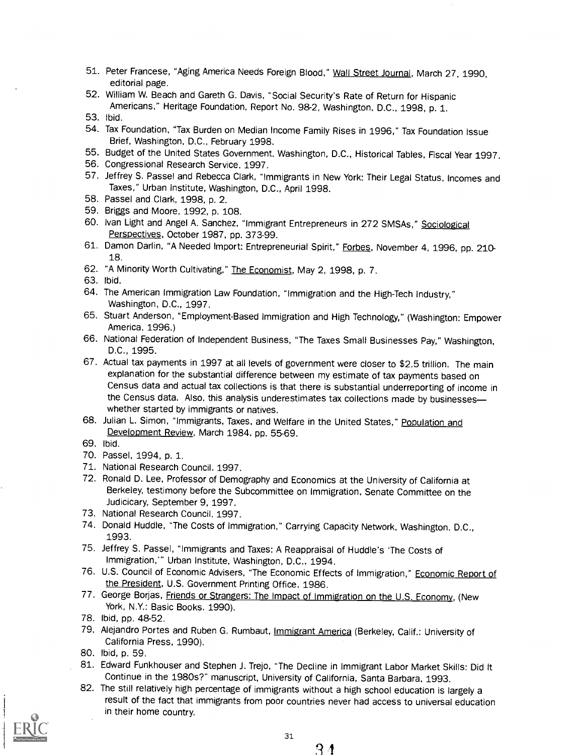51. Peter Francese, "Aging America Needs Foreign Blood," Wall Street Journal, March 27, 1990, editorial page.
52. William W. Beach and Gareth G. Davis, "Social Security's Rate of Return for Hispanic Americans," Heritage Foundation, Report No. 98-2, Washington, D.C., 1998, p. 1.
53. Ibid.
54. Tax Foundation, "Tax Burden on Median Income Family Rises in 1996," Tax Foundation Issue Brief, Washington, D.C., February 1998.
55. Budget of the United States Government, Washington, D.C., Historical Tables, Fiscal Year 1997.
56. Congressional Research Service, 1997.
57. Jeffrey S. Passel and Rebecca Clark, "Immigrants in New York: Their Legal Status, Incomes and Taxes," Urban Institute, Washington, D.C., April 1998.
58. Passel and Clark, 1998, p. 2.
59. Briggs and Moore, 1992, p. 108.
60. Ivan Light and Angel A. Sanchez, "Immigrant Entrepreneurs in 272 SMSAs," Sociological Perspectives, October 1987, pp. 373-99.
61. Damon Darlin, "A Needed Import: Entrepreneurial Spirit," Forbes, November 4, 1996, pp. 210-18.
62. "A Minority Worth Cultivating," The Economist, May 2, 1998, p. 7.
63. Ibid.
64. The American Immigration Law Foundation, "Immigration and the High-Tech Industry," Washington, D.C., 1997.
65. Stuart Anderson, "Employment-Based Immigration and High Technology," (Washington: Empower America, 1996.)
66. National Federation of Independent Business, "The Taxes Small Businesses Pay," Washington, D.C., 1995.
67. Actual tax payments in 1997 at all levels of government were closer to $2.5 trillion. The main explanation for the substantial difference between my estimate of tax payments based on Census data and actual tax collections is that there is substantial underreporting of income in the Census data. Also, this analysis underestimates tax collections made by businesses—whether started by immigrants or natives.
68. Julian L. Simon, "Immigrants, Taxes, and Welfare in the United States," Population and Development Review, March 1984, pp. 55-69.
69. Ibid.
70. Passel, 1994, p. 1.
71. National Research Council, 1997.
72. Ronald D. Lee, Professor of Demography and Economics at the University of California at Berkeley, testimony before the Subcommittee on Immigration, Senate Committee on the Judicicary, September 9, 1997.
73. National Research Council, 1997.
74. Donald Huddle, "The Costs of Immigration," Carrying Capacity Network, Washington, D.C., 1993.
75. Jeffrey S. Passel, "Immigrants and Taxes: A Reappraisal of Huddle's 'The Costs of Immigration,'" Urban Institute, Washington, D.C., 1994.
76. U.S. Council of Economic Advisers, "The Economic Effects of Immigration," Economic Report of the President, U.S. Government Printing Office, 1986.
77. George Borjas, Friends or Strangers: The Impact of Immigration on the U.S. Economy, (New York, N.Y.: Basic Books, 1990).
78. Ibid, pp. 48-52.
79. Alejandro Portes and Ruben G. Rumbaut, Immigrant America (Berkeley, Calif.: University of California Press, 1990).
80. Ibid, p. 59.
81. Edward Funkhouser and Stephen J. Trejo, "The Decline in Immigrant Labor Market Skills: Did It Continue in the 1980s?" manuscript, University of California, Santa Barbara, 1993.
82. The still relatively high percentage of immigrants without a high school education is largely a result of the fact that immigrants from poor countries never had access to universal education in their home country.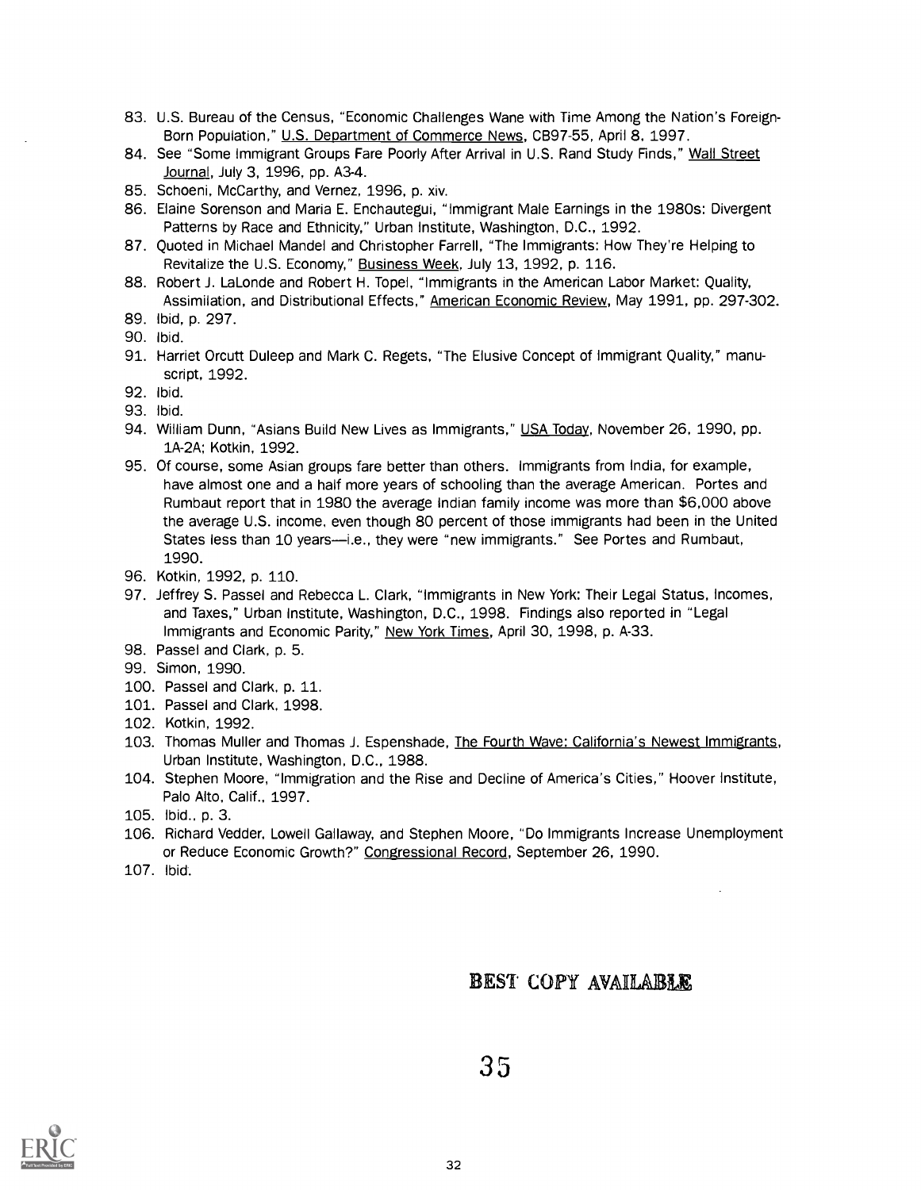83. U.S. Bureau of the Census, "Economic Challenges Wane with Time Among the Nation's Foreign-Born Population," U.S. Department of Commerce News, CB97-55, April 8, 1997.
84. See "Some Immigrant Groups Fare Poorly After Arrival in U.S. Rand Study Finds," Wall Street Journal, July 3, 1996, pp. A3-4.
85. Schoeni, McCarthy, and Vernez, 1996, p. xiv.
86. Elaine Sorenson and Maria E. Enchautegui, "Immigrant Male Earnings in the 1980s: Divergent Patterns by Race and Ethnicity," Urban Institute, Washington, D.C., 1992.
87. Quoted in Michael Mandel and Christopher Farrell, "The Immigrants: How They're Helping to Revitalize the U.S. Economy," Business Week, July 13, 1992, p. 116.
88. Robert J. LaLonde and Robert H. Topel, "Immigrants in the American Labor Market: Quality, Assimilation, and Distributional Effects," American Economic Review, May 1991, pp. 297-302.
89. Ibid, p. 297.
90. Ibid.
91. Harriet Orcutt Duleep and Mark C. Regets, "The Elusive Concept of Immigrant Quality," manuscript, 1992.
92. Ibid.
93. Ibid.
94. William Dunn, "Asians Build New Lives as Immigrants," USA Today, November 26, 1990, pp. 1A-2A; Kotkin, 1992.
95. Of course, some Asian groups fare better than others. Immigrants from India, for example, have almost one and a half more years of schooling than the average American. Portes and Rumbaut report that in 1980 the average Indian family income was more than $6,000 above the average U.S. income, even though 80 percent of those immigrants had been in the United States less than 10 years—i.e., they were "new immigrants." See Portes and Rumbaut, 1990.
96. Kotkin, 1992, p. 110.
97. Jeffrey S. Passel and Rebecca L. Clark, "Immigrants in New York: Their Legal Status, Incomes, and Taxes," Urban Institute, Washington, D.C., 1998. Findings also reported in "Legal Immigrants and Economic Parity," New York Times, April 30, 1998, p. A-33.
98. Passel and Clark, p. 5.
99. Simon, 1990.
100. Passel and Clark, p. 11.
101. Passel and Clark, 1998.
102. Kotkin, 1992.
103. Thomas Muller and Thomas J. Espenshade, The Fourth Wave: California's Newest Immigrants, Urban Institute, Washington, D.C., 1988.
104. Stephen Moore, "Immigration and the Rise and Decline of America's Cities," Hoover Institute, Palo Alto, Calif., 1997.
105. Ibid., p. 3.
106. Richard Vedder, Lowell Gallaway, and Stephen Moore, "Do Immigrants Increase Unemployment or Reduce Economic Growth?" Congressional Record, September 26, 1990.
107. Ibid.

BEST COPY AVAILABLE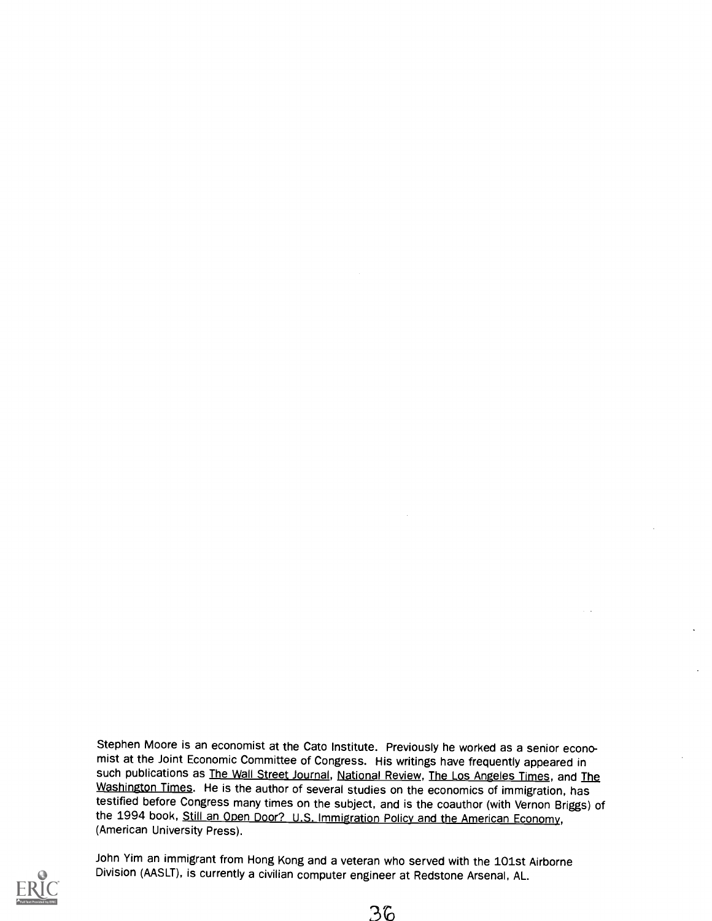Stephen Moore is an economist at the Cato Institute. Previously he worked as a senior economist at the Joint Economic Committee of Congress. His writings have frequently appeared in such publications as The Wall Street Journal, National Review, The Los Angeles Times, and The Washington Times. He is the author of several studies on the economics of immigration, has testified before Congress many times on the subject, and is the coauthor (with Vernon Briggs) of the 1994 book, Still an Open Door? U.S. Immigration Policy and the American Economy, (American University Press).

John Yim an immigrant from Hong Kong and a veteran who served with the 101st Airborne Division (AASLT), is currently a civilian computer engineer at Redstone Arsenal, AL.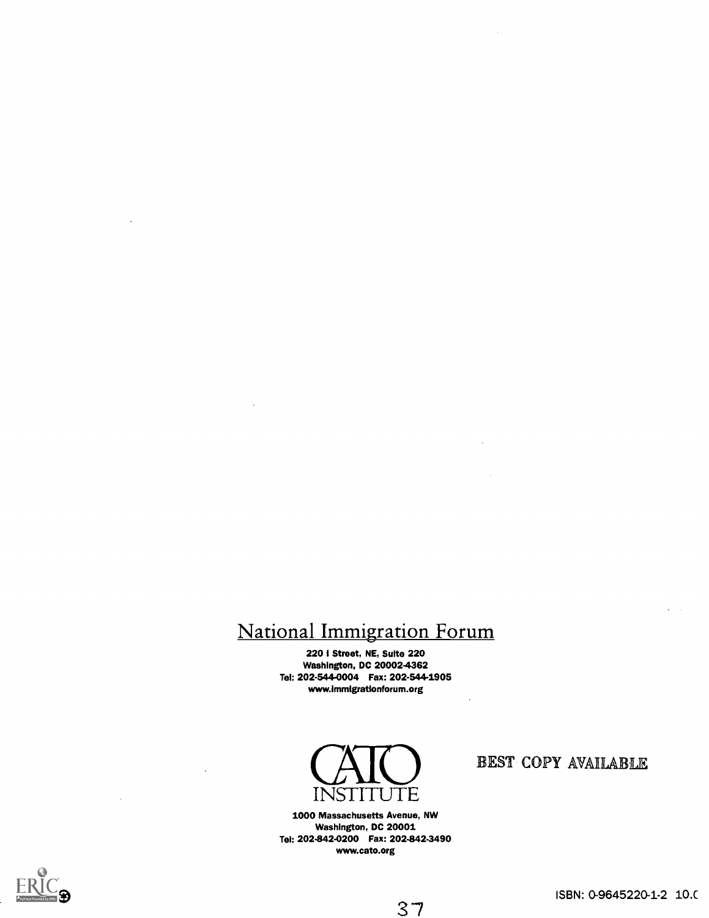National Immigration Forum

220 I Street, NE, Suite 220
Washington, DC 20002-4362
Tel: 202-544-0004 Fax: 202-544-1905
www.immigrationforum.org

CATO INSTITUTE

1000 Massachusetts Avenue, NW
Washington, DC 20001
Tel: 202-842-0200 Fax: 202-842-3490
www.cato.org

BEST COPY AVAILABLE

ISBN: 0-9645220-1-2 10.0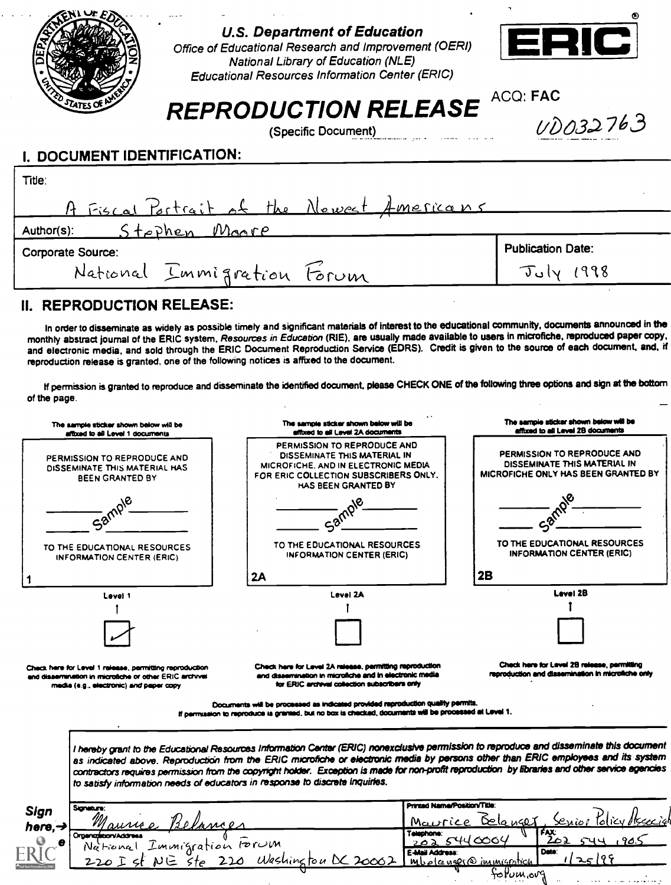U.S. Department of Education
Office of Educational Research and Improvement (OERI)
National Library of Education (NLE)
Educational Resources Information Center (ERIC)

ERIC®

# REPRODUCTION RELEASE

(Specific Document)

ACQ: FAC

UD032763

## I. DOCUMENT IDENTIFICATION:

Title: A Fiscal Portrait of the Newest Americans

Author(s): Stephen Moore

| Corporate Source: | Publication Date: |
|---|---|
| National Immigration Forum | July 1998 |

## II. REPRODUCTION RELEASE:

In order to disseminate as widely as possible timely and significant materials of interest to the educational community, documents announced in the monthly abstract journal of the ERIC system, *Resources in Education* (RIE), are usually made available to users in microfiche, reproduced paper copy, and electronic media, and sold through the ERIC Document Reproduction Service (EDRS). Credit is given to the source of each document, and, if reproduction release is granted, one of the following notices is affixed to the document.

If permission is granted to reproduce and disseminate the identified document, please CHECK ONE of the following three options and sign at the bottom of the page.

| The sample sticker shown below will be affixed to all Level 1 documents | The sample sticker shown below will be affixed to all Level 2A documents | The sample sticker shown below will be affixed to all Level 2B documents |
|---|---|---|
| PERMISSION TO REPRODUCE AND DISSEMINATE THIS MATERIAL HAS BEEN GRANTED BY<br>Sample<br>TO THE EDUCATIONAL RESOURCES INFORMATION CENTER (ERIC)<br>1 | PERMISSION TO REPRODUCE AND DISSEMINATE THIS MATERIAL IN MICROFICHE, AND IN ELECTRONIC MEDIA FOR ERIC COLLECTION SUBSCRIBERS ONLY, HAS BEEN GRANTED BY<br>Sample<br>TO THE EDUCATIONAL RESOURCES INFORMATION CENTER (ERIC)<br>2A | PERMISSION TO REPRODUCE AND DISSEMINATE THIS MATERIAL IN MICROFICHE ONLY HAS BEEN GRANTED BY<br>Sample<br>TO THE EDUCATIONAL RESOURCES INFORMATION CENTER (ERIC)<br>2B |
| Level 1 | Level 2A | Level 2B |
| [✓] | [ ] | [ ] |
| Check here for Level 1 release, permitting reproduction and dissemination in microfiche or other ERIC archival media (e.g., electronic) *and* paper copy | Check here for Level 2A release, permitting reproduction and dissemination in microfiche and in electronic media for ERIC archival collection subscribers only | Check here for Level 2B release, permitting reproduction and dissemination in microfiche only |

Documents will be processed as indicated provided reproduction quality permits.
If permission to reproduce is granted, but no box is checked, documents will be processed at Level 1.

*I hereby grant to the Educational Resources Information Center (ERIC) nonexclusive permission to reproduce and disseminate this document as indicated above. Reproduction from the ERIC microfiche or electronic media by persons other than ERIC employees and its system contractors requires permission from the copyright holder. Exception is made for non-profit reproduction by libraries and other service agencies to satisfy information needs of educators in response to discrete inquiries.*

**Sign here,→**

| Signature: Maurice Belanger | Printed Name/Position/Title: Maurice Belanger, Senior Policy Associate | |
|---|---|---|
| Organization/Address: National Immigration Forum, 220 I St NE Ste 220 Washington DC 20002 | Telephone: 202 544 0004 | FAX: 202 544 1905 |
| | E-Mail Address: mbelanger@immigrationforum.org | Date: 1/25/99 |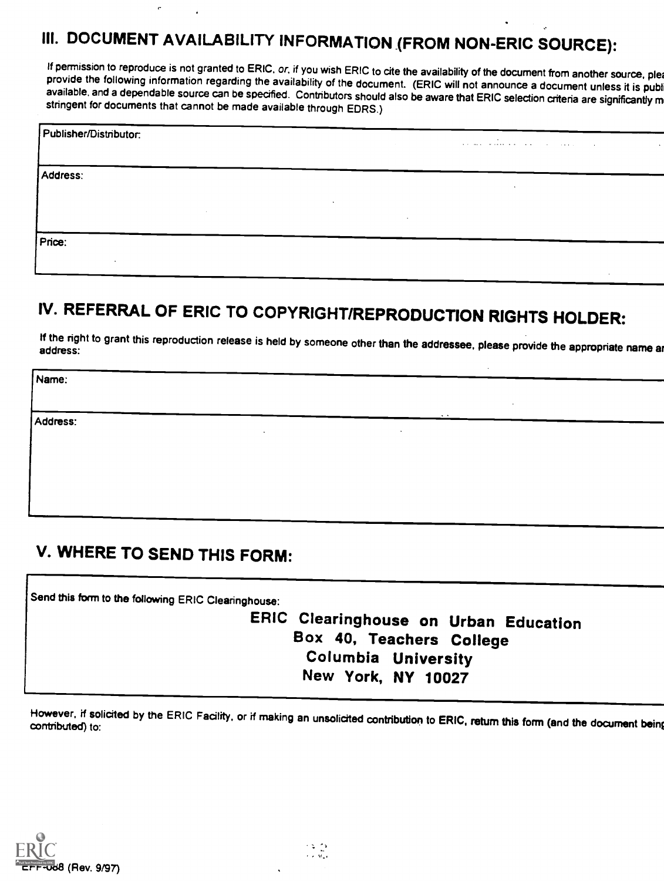## III. DOCUMENT AVAILABILITY INFORMATION (FROM NON-ERIC SOURCE):

If permission to reproduce is not granted to ERIC, *or*, if you wish ERIC to cite the availability of the document from another source, plea provide the following information regarding the availability of the document. (ERIC will not announce a document unless it is publi available, and a dependable source can be specified. Contributors should also be aware that ERIC selection criteria are significantly m stringent for documents that cannot be made available through EDRS.)

Publisher/Distributor:

Address:

Price:

## IV. REFERRAL OF ERIC TO COPYRIGHT/REPRODUCTION RIGHTS HOLDER:

If the right to grant this reproduction release is held by someone other than the addressee, please provide the appropriate name ar address:

Name:

Address:

## V. WHERE TO SEND THIS FORM:

Send this form to the following ERIC Clearinghouse:

**ERIC Clearinghouse on Urban Education**
**Box 40, Teachers College**
**Columbia University**
**New York, NY 10027**

However, if solicited by the ERIC Facility, or if making an unsolicited contribution to ERIC, return this form (and the document being contributed) to:

EFF-088 (Rev. 9/97)